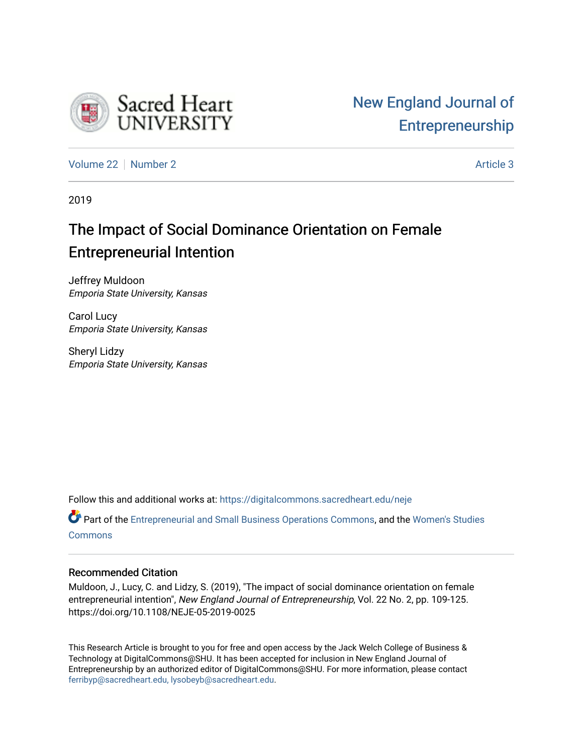Sacred Heart UNIVERSITY

New England Journal of Entrepreneurship

Volume 22 | Number 2 | Article 3

2019

# The Impact of Social Dominance Orientation on Female Entrepreneurial Intention

Jeffrey Muldoon
*Emporia State University, Kansas*

Carol Lucy
*Emporia State University, Kansas*

Sheryl Lidzy
*Emporia State University, Kansas*

Follow this and additional works at: https://digitalcommons.sacredheart.edu/neje

Part of the Entrepreneurial and Small Business Operations Commons, and the Women's Studies Commons

## Recommended Citation

Muldoon, J., Lucy, C. and Lidzy, S. (2019), "The impact of social dominance orientation on female entrepreneurial intention", *New England Journal of Entrepreneurship*, Vol. 22 No. 2, pp. 109-125. https://doi.org/10.1108/NEJE-05-2019-0025

This Research Article is brought to you for free and open access by the Jack Welch College of Business & Technology at DigitalCommons@SHU. It has been accepted for inclusion in New England Journal of Entrepreneurship by an authorized editor of DigitalCommons@SHU. For more information, please contact ferribyp@sacredheart.edu, lysobeyb@sacredheart.edu.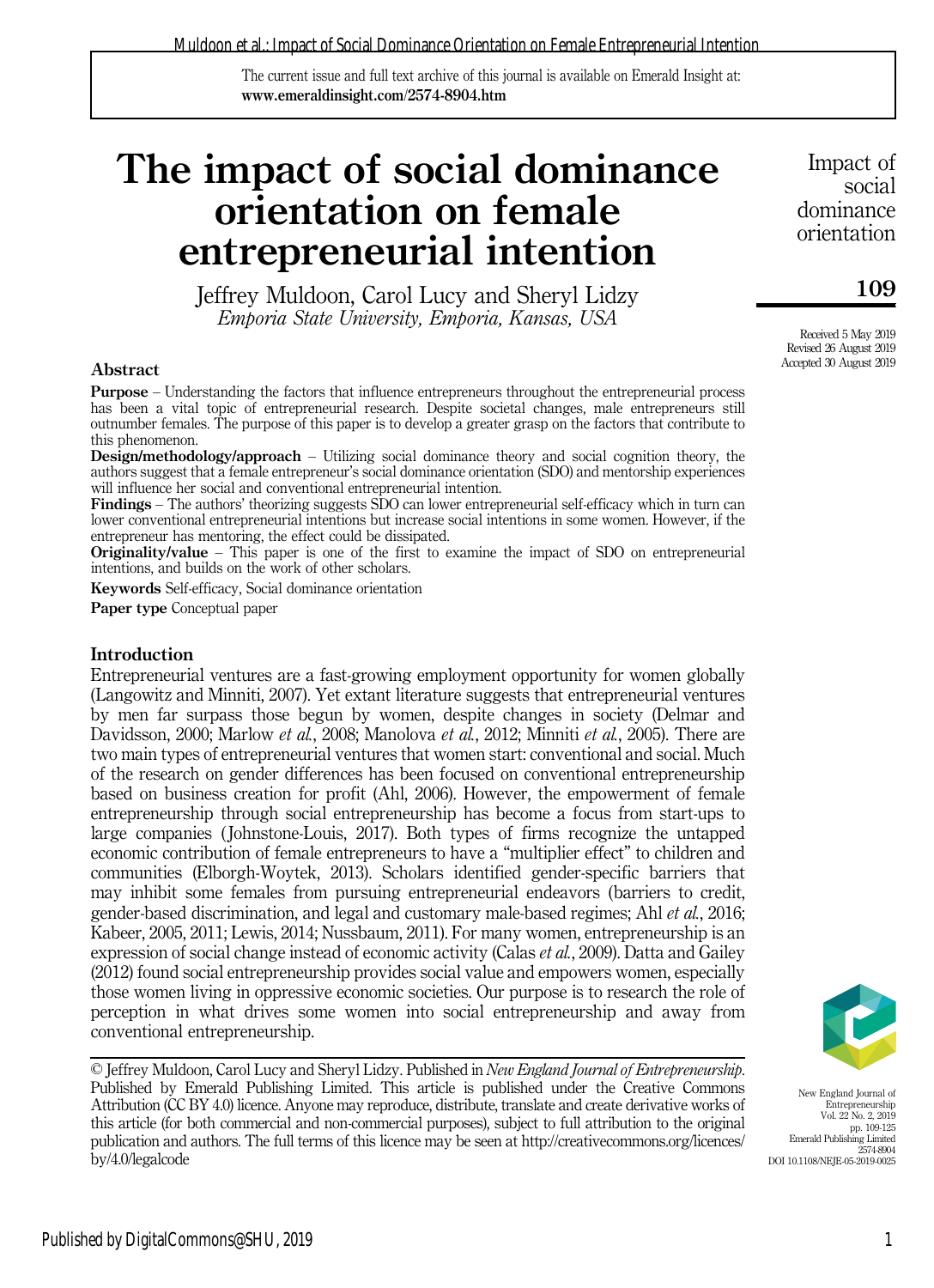# The impact of social dominance orientation on female entrepreneurial intention

Jeffrey Muldoon, Carol Lucy and Sheryl Lidzy
*Emporia State University, Emporia, Kansas, USA*

Received 5 May 2019
Revised 26 August 2019
Accepted 30 August 2019

## Abstract

**Purpose** – Understanding the factors that influence entrepreneurs throughout the entrepreneurial process has been a vital topic of entrepreneurial research. Despite societal changes, male entrepreneurs still outnumber females. The purpose of this paper is to develop a greater grasp on the factors that contribute to this phenomenon.

**Design/methodology/approach** – Utilizing social dominance theory and social cognition theory, the authors suggest that a female entrepreneur's social dominance orientation (SDO) and mentorship experiences will influence her social and conventional entrepreneurial intention.

**Findings** – The authors' theorizing suggests SDO can lower entrepreneurial self-efficacy which in turn can lower conventional entrepreneurial intentions but increase social intentions in some women. However, if the entrepreneur has mentoring, the effect could be dissipated.

**Originality/value** – This paper is one of the first to examine the impact of SDO on entrepreneurial intentions, and builds on the work of other scholars.

**Keywords** Self-efficacy, Social dominance orientation

**Paper type** Conceptual paper

## Introduction

Entrepreneurial ventures are a fast-growing employment opportunity for women globally (Langowitz and Minniti, 2007). Yet extant literature suggests that entrepreneurial ventures by men far surpass those begun by women, despite changes in society (Delmar and Davidsson, 2000; Marlow *et al.*, 2008; Manolova *et al.*, 2012; Minniti *et al.*, 2005). There are two main types of entrepreneurial ventures that women start: conventional and social. Much of the research on gender differences has been focused on conventional entrepreneurship based on business creation for profit (Ahl, 2006). However, the empowerment of female entrepreneurship through social entrepreneurship has become a focus from start-ups to large companies (Johnstone-Louis, 2017). Both types of firms recognize the untapped economic contribution of female entrepreneurs to have a "multiplier effect" to children and communities (Elborgh-Woytek, 2013). Scholars identified gender-specific barriers that may inhibit some females from pursuing entrepreneurial endeavors (barriers to credit, gender-based discrimination, and legal and customary male-based regimes; Ahl *et al.*, 2016; Kabeer, 2005, 2011; Lewis, 2014; Nussbaum, 2011). For many women, entrepreneurship is an expression of social change instead of economic activity (Calas *et al.*, 2009). Datta and Gailey (2012) found social entrepreneurship provides social value and empowers women, especially those women living in oppressive economic societies. Our purpose is to research the role of perception in what drives some women into social entrepreneurship and away from conventional entrepreneurship.

© Jeffrey Muldoon, Carol Lucy and Sheryl Lidzy. Published in *New England Journal of Entrepreneurship*. Published by Emerald Publishing Limited. This article is published under the Creative Commons Attribution (CC BY 4.0) licence. Anyone may reproduce, distribute, translate and create derivative works of this article (for both commercial and non-commercial purposes), subject to full attribution to the original publication and authors. The full terms of this licence may be seen at http://creativecommons.org/licences/by/4.0/legalcode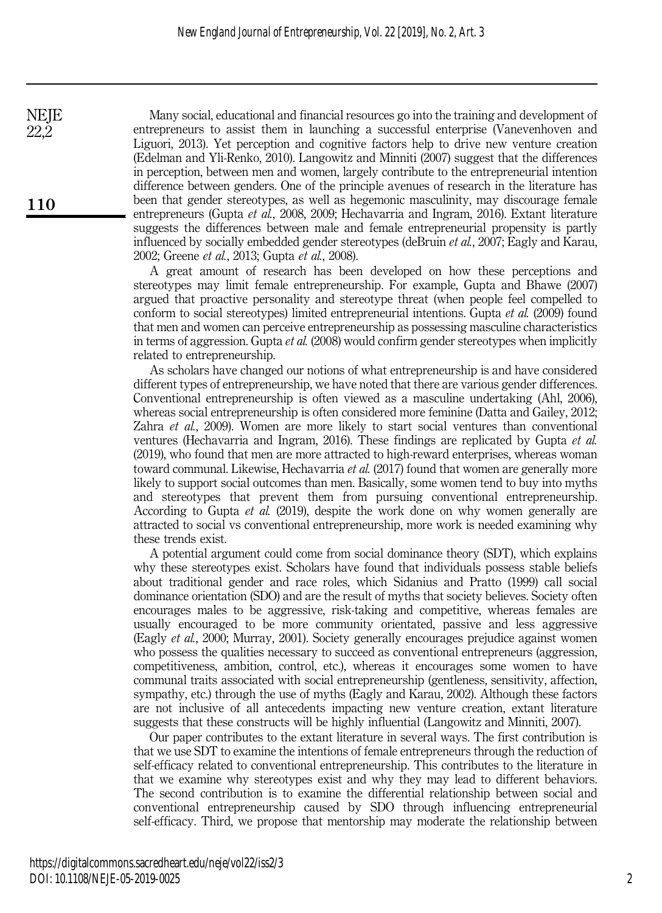Many social, educational and financial resources go into the training and development of entrepreneurs to assist them in launching a successful enterprise (Vanevenhoven and Liguori, 2013). Yet perception and cognitive factors help to drive new venture creation (Edelman and Yli-Renko, 2010). Langowitz and Minniti (2007) suggest that the differences in perception, between men and women, largely contribute to the entrepreneurial intention difference between genders. One of the principle avenues of research in the literature has been that gender stereotypes, as well as hegemonic masculinity, may discourage female entrepreneurs (Gupta *et al.*, 2008, 2009; Hechavarria and Ingram, 2016). Extant literature suggests the differences between male and female entrepreneurial propensity is partly influenced by socially embedded gender stereotypes (deBruin *et al.*, 2007; Eagly and Karau, 2002; Greene *et al.*, 2013; Gupta *et al.*, 2008).

A great amount of research has been developed on how these perceptions and stereotypes may limit female entrepreneurship. For example, Gupta and Bhawe (2007) argued that proactive personality and stereotype threat (when people feel compelled to conform to social stereotypes) limited entrepreneurial intentions. Gupta *et al.* (2009) found that men and women can perceive entrepreneurship as possessing masculine characteristics in terms of aggression. Gupta *et al.* (2008) would confirm gender stereotypes when implicitly related to entrepreneurship.

As scholars have changed our notions of what entrepreneurship is and have considered different types of entrepreneurship, we have noted that there are various gender differences. Conventional entrepreneurship is often viewed as a masculine undertaking (Ahl, 2006), whereas social entrepreneurship is often considered more feminine (Datta and Gailey, 2012; Zahra *et al.*, 2009). Women are more likely to start social ventures than conventional ventures (Hechavarria and Ingram, 2016). These findings are replicated by Gupta *et al.* (2019), who found that men are more attracted to high-reward enterprises, whereas woman toward communal. Likewise, Hechavarría *et al.* (2017) found that women are generally more likely to support social outcomes than men. Basically, some women tend to buy into myths and stereotypes that prevent them from pursuing conventional entrepreneurship. According to Gupta *et al.* (2019), despite the work done on why women generally are attracted to social vs conventional entrepreneurship, more work is needed examining why these trends exist.

A potential argument could come from social dominance theory (SDT), which explains why these stereotypes exist. Scholars have found that individuals possess stable beliefs about traditional gender and race roles, which Sidanius and Pratto (1999) call social dominance orientation (SDO) and are the result of myths that society believes. Society often encourages males to be aggressive, risk-taking and competitive, whereas females are usually encouraged to be more community orientated, passive and less aggressive (Eagly *et al.*, 2000; Murray, 2001). Society generally encourages prejudice against women who possess the qualities necessary to succeed as conventional entrepreneurs (aggression, competitiveness, ambition, control, etc.), whereas it encourages some women to have communal traits associated with social entrepreneurship (gentleness, sensitivity, affection, sympathy, etc.) through the use of myths (Eagly and Karau, 2002). Although these factors are not inclusive of all antecedents impacting new venture creation, extant literature suggests that these constructs will be highly influential (Langowitz and Minniti, 2007).

Our paper contributes to the extant literature in several ways. The first contribution is that we use SDT to examine the intentions of female entrepreneurs through the reduction of self-efficacy related to conventional entrepreneurship. This contributes to the literature in that we examine why stereotypes exist and why they may lead to different behaviors. The second contribution is to examine the differential relationship between social and conventional entrepreneurship caused by SDO through influencing entrepreneurial self-efficacy. Third, we propose that mentorship may moderate the relationship between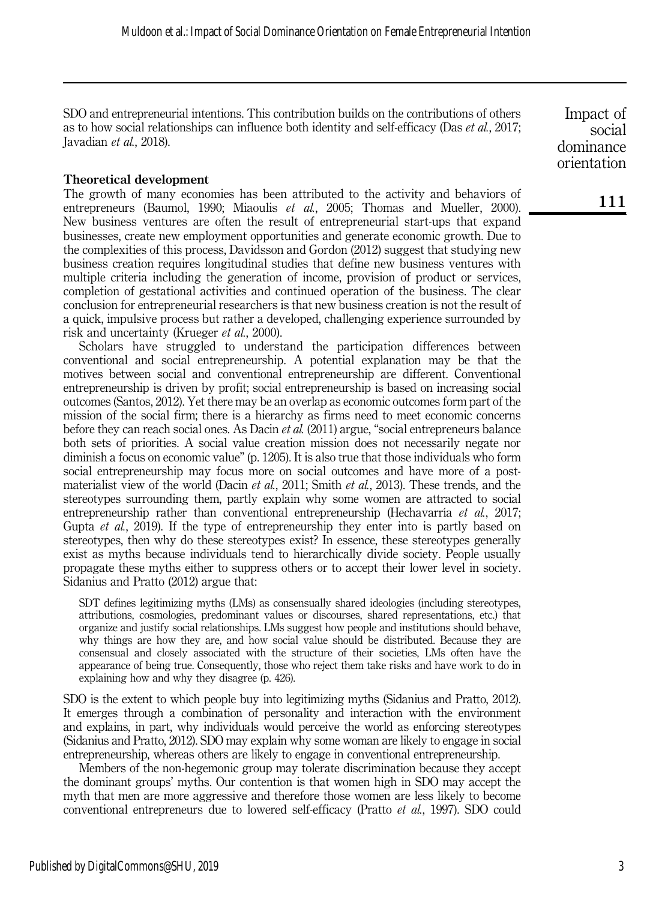SDO and entrepreneurial intentions. This contribution builds on the contributions of others as to how social relationships can influence both identity and self-efficacy (Das *et al.*, 2017; Javadian *et al.*, 2018).

## Theoretical development

The growth of many economies has been attributed to the activity and behaviors of entrepreneurs (Baumol, 1990; Miaoulis *et al.*, 2005; Thomas and Mueller, 2000). New business ventures are often the result of entrepreneurial start-ups that expand businesses, create new employment opportunities and generate economic growth. Due to the complexities of this process, Davidsson and Gordon (2012) suggest that studying new business creation requires longitudinal studies that define new business ventures with multiple criteria including the generation of income, provision of product or services, completion of gestational activities and continued operation of the business. The clear conclusion for entrepreneurial researchers is that new business creation is not the result of a quick, impulsive process but rather a developed, challenging experience surrounded by risk and uncertainty (Krueger *et al.*, 2000).

Scholars have struggled to understand the participation differences between conventional and social entrepreneurship. A potential explanation may be that the motives between social and conventional entrepreneurship are different. Conventional entrepreneurship is driven by profit; social entrepreneurship is based on increasing social outcomes (Santos, 2012). Yet there may be an overlap as economic outcomes form part of the mission of the social firm; there is a hierarchy as firms need to meet economic concerns before they can reach social ones. As Dacin *et al.* (2011) argue, "social entrepreneurs balance both sets of priorities. A social value creation mission does not necessarily negate nor diminish a focus on economic value" (p. 1205). It is also true that those individuals who form social entrepreneurship may focus more on social outcomes and have more of a post-materialist view of the world (Dacin *et al.*, 2011; Smith *et al.*, 2013). These trends, and the stereotypes surrounding them, partly explain why some women are attracted to social entrepreneurship rather than conventional entrepreneurship (Hechavarria *et al.*, 2017; Gupta *et al.*, 2019). If the type of entrepreneurship they enter into is partly based on stereotypes, then why do these stereotypes exist? In essence, these stereotypes generally exist as myths because individuals tend to hierarchically divide society. People usually propagate these myths either to suppress others or to accept their lower level in society. Sidanius and Pratto (2012) argue that:

> SDT defines legitimizing myths (LMs) as consensually shared ideologies (including stereotypes, attributions, cosmologies, predominant values or discourses, shared representations, etc.) that organize and justify social relationships. LMs suggest how people and institutions should behave, why things are how they are, and how social value should be distributed. Because they are consensual and closely associated with the structure of their societies, LMs often have the appearance of being true. Consequently, those who reject them take risks and have work to do in explaining how and why they disagree (p. 426).

SDO is the extent to which people buy into legitimizing myths (Sidanius and Pratto, 2012). It emerges through a combination of personality and interaction with the environment and explains, in part, why individuals would perceive the world as enforcing stereotypes (Sidanius and Pratto, 2012). SDO may explain why some woman are likely to engage in social entrepreneurship, whereas others are likely to engage in conventional entrepreneurship.

Members of the non-hegemonic group may tolerate discrimination because they accept the dominant groups' myths. Our contention is that women high in SDO may accept the myth that men are more aggressive and therefore those women are less likely to become conventional entrepreneurs due to lowered self-efficacy (Pratto *et al.*, 1997). SDO could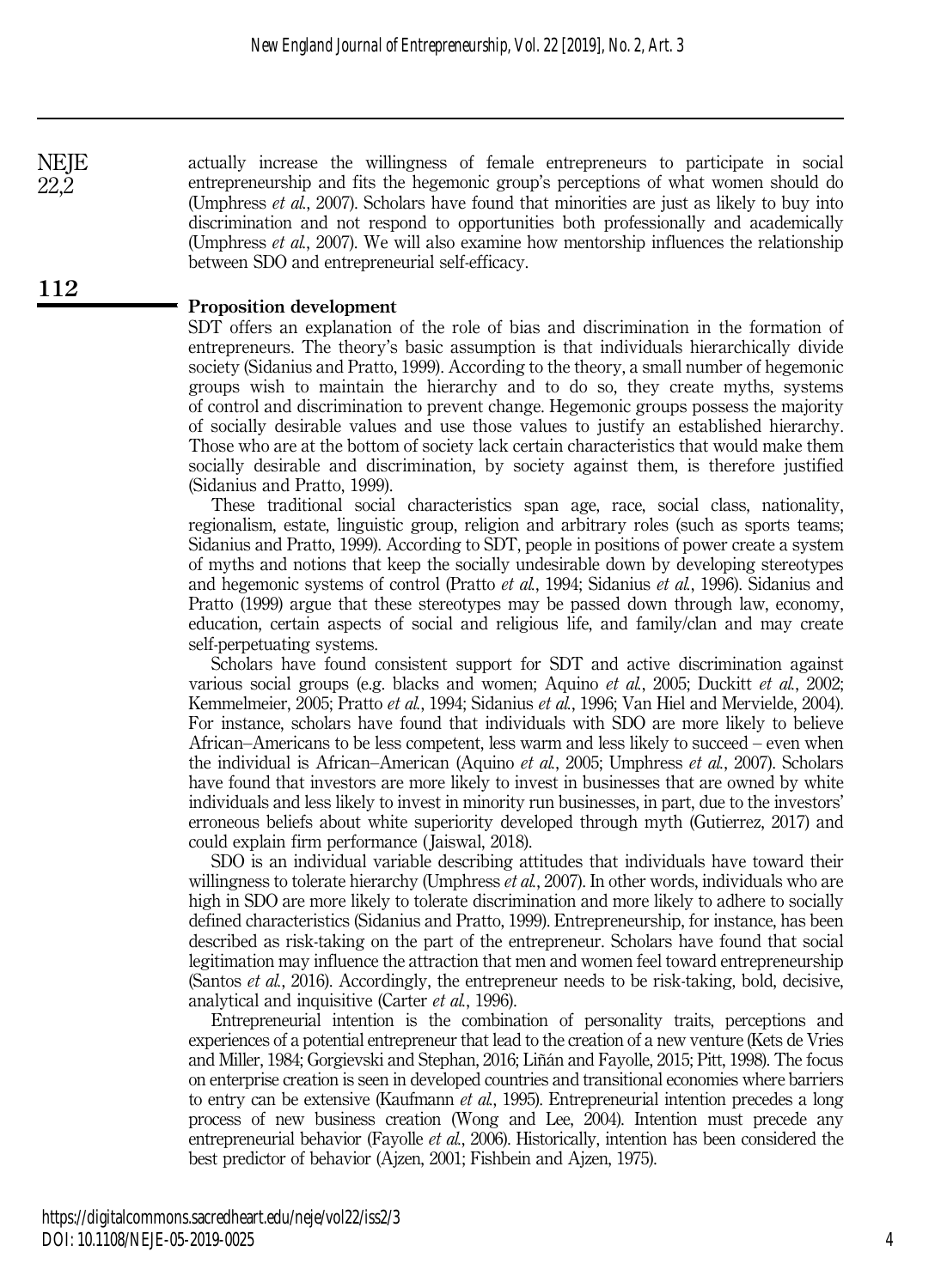actually increase the willingness of female entrepreneurs to participate in social entrepreneurship and fits the hegemonic group's perceptions of what women should do (Umphress *et al.*, 2007). Scholars have found that minorities are just as likely to buy into discrimination and not respond to opportunities both professionally and academically (Umphress *et al.*, 2007). We will also examine how mentorship influences the relationship between SDO and entrepreneurial self-efficacy.

## Proposition development

SDT offers an explanation of the role of bias and discrimination in the formation of entrepreneurs. The theory's basic assumption is that individuals hierarchically divide society (Sidanius and Pratto, 1999). According to the theory, a small number of hegemonic groups wish to maintain the hierarchy and to do so, they create myths, systems of control and discrimination to prevent change. Hegemonic groups possess the majority of socially desirable values and use those values to justify an established hierarchy. Those who are at the bottom of society lack certain characteristics that would make them socially desirable and discrimination, by society against them, is therefore justified (Sidanius and Pratto, 1999).

These traditional social characteristics span age, race, social class, nationality, regionalism, estate, linguistic group, religion and arbitrary roles (such as sports teams; Sidanius and Pratto, 1999). According to SDT, people in positions of power create a system of myths and notions that keep the socially undesirable down by developing stereotypes and hegemonic systems of control (Pratto *et al.*, 1994; Sidanius *et al.*, 1996). Sidanius and Pratto (1999) argue that these stereotypes may be passed down through law, economy, education, certain aspects of social and religious life, and family/clan and may create self-perpetuating systems.

Scholars have found consistent support for SDT and active discrimination against various social groups (e.g. blacks and women; Aquino *et al.*, 2005; Duckitt *et al.*, 2002; Kemmelmeier, 2005; Pratto *et al.*, 1994; Sidanius *et al.*, 1996; Van Hiel and Mervielde, 2004). For instance, scholars have found that individuals with SDO are more likely to believe African–Americans to be less competent, less warm and less likely to succeed – even when the individual is African–American (Aquino *et al.*, 2005; Umphress *et al.*, 2007). Scholars have found that investors are more likely to invest in businesses that are owned by white individuals and less likely to invest in minority run businesses, in part, due to the investors' erroneous beliefs about white superiority developed through myth (Gutierrez, 2017) and could explain firm performance (Jaiswal, 2018).

SDO is an individual variable describing attitudes that individuals have toward their willingness to tolerate hierarchy (Umphress *et al.*, 2007). In other words, individuals who are high in SDO are more likely to tolerate discrimination and more likely to adhere to socially defined characteristics (Sidanius and Pratto, 1999). Entrepreneurship, for instance, has been described as risk-taking on the part of the entrepreneur. Scholars have found that social legitimation may influence the attraction that men and women feel toward entrepreneurship (Santos *et al.*, 2016). Accordingly, the entrepreneur needs to be risk-taking, bold, decisive, analytical and inquisitive (Carter *et al.*, 1996).

Entrepreneurial intention is the combination of personality traits, perceptions and experiences of a potential entrepreneur that lead to the creation of a new venture (Kets de Vries and Miller, 1984; Gorgievski and Stephan, 2016; Liñán and Fayolle, 2015; Pitt, 1998). The focus on enterprise creation is seen in developed countries and transitional economies where barriers to entry can be extensive (Kaufmann *et al.*, 1995). Entrepreneurial intention precedes a long process of new business creation (Wong and Lee, 2004). Intention must precede any entrepreneurial behavior (Fayolle *et al.*, 2006). Historically, intention has been considered the best predictor of behavior (Ajzen, 2001; Fishbein and Ajzen, 1975).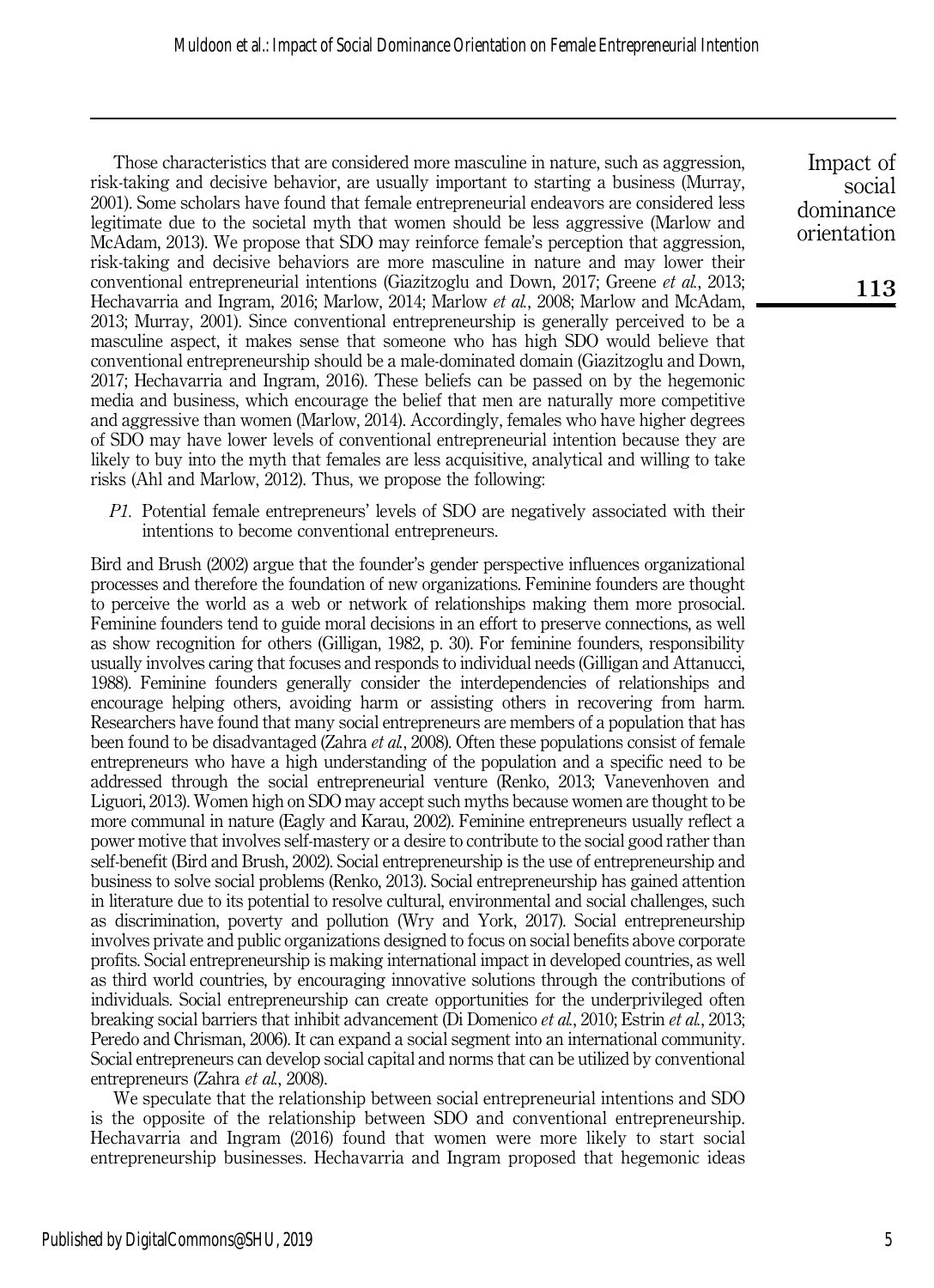Those characteristics that are considered more masculine in nature, such as aggression, risk-taking and decisive behavior, are usually important to starting a business (Murray, 2001). Some scholars have found that female entrepreneurial endeavors are considered less legitimate due to the societal myth that women should be less aggressive (Marlow and McAdam, 2013). We propose that SDO may reinforce female's perception that aggression, risk-taking and decisive behaviors are more masculine in nature and may lower their conventional entrepreneurial intentions (Giazitzoglu and Down, 2017; Greene *et al.*, 2013; Hechavarria and Ingram, 2016; Marlow, 2014; Marlow *et al.*, 2008; Marlow and McAdam, 2013; Murray, 2001). Since conventional entrepreneurship is generally perceived to be a masculine aspect, it makes sense that someone who has high SDO would believe that conventional entrepreneurship should be a male-dominated domain (Giazitzoglu and Down, 2017; Hechavarria and Ingram, 2016). These beliefs can be passed on by the hegemonic media and business, which encourage the belief that men are naturally more competitive and aggressive than women (Marlow, 2014). Accordingly, females who have higher degrees of SDO may have lower levels of conventional entrepreneurial intention because they are likely to buy into the myth that females are less acquisitive, analytical and willing to take risks (Ahl and Marlow, 2012). Thus, we propose the following:

*P1.* Potential female entrepreneurs' levels of SDO are negatively associated with their intentions to become conventional entrepreneurs.

Bird and Brush (2002) argue that the founder's gender perspective influences organizational processes and therefore the foundation of new organizations. Feminine founders are thought to perceive the world as a web or network of relationships making them more prosocial. Feminine founders tend to guide moral decisions in an effort to preserve connections, as well as show recognition for others (Gilligan, 1982, p. 30). For feminine founders, responsibility usually involves caring that focuses and responds to individual needs (Gilligan and Attanucci, 1988). Feminine founders generally consider the interdependencies of relationships and encourage helping others, avoiding harm or assisting others in recovering from harm. Researchers have found that many social entrepreneurs are members of a population that has been found to be disadvantaged (Zahra *et al.*, 2008). Often these populations consist of female entrepreneurs who have a high understanding of the population and a specific need to be addressed through the social entrepreneurial venture (Renko, 2013; Vanevenhoven and Liguori, 2013). Women high on SDO may accept such myths because women are thought to be more communal in nature (Eagly and Karau, 2002). Feminine entrepreneurs usually reflect a power motive that involves self-mastery or a desire to contribute to the social good rather than self-benefit (Bird and Brush, 2002). Social entrepreneurship is the use of entrepreneurship and business to solve social problems (Renko, 2013). Social entrepreneurship has gained attention in literature due to its potential to resolve cultural, environmental and social challenges, such as discrimination, poverty and pollution (Wry and York, 2017). Social entrepreneurship involves private and public organizations designed to focus on social benefits above corporate profits. Social entrepreneurship is making international impact in developed countries, as well as third world countries, by encouraging innovative solutions through the contributions of individuals. Social entrepreneurship can create opportunities for the underprivileged often breaking social barriers that inhibit advancement (Di Domenico *et al.*, 2010; Estrin *et al.*, 2013; Peredo and Chrisman, 2006). It can expand a social segment into an international community. Social entrepreneurs can develop social capital and norms that can be utilized by conventional entrepreneurs (Zahra *et al.*, 2008).

We speculate that the relationship between social entrepreneurial intentions and SDO is the opposite of the relationship between SDO and conventional entrepreneurship. Hechavarria and Ingram (2016) found that women were more likely to start social entrepreneurship businesses. Hechavarria and Ingram proposed that hegemonic ideas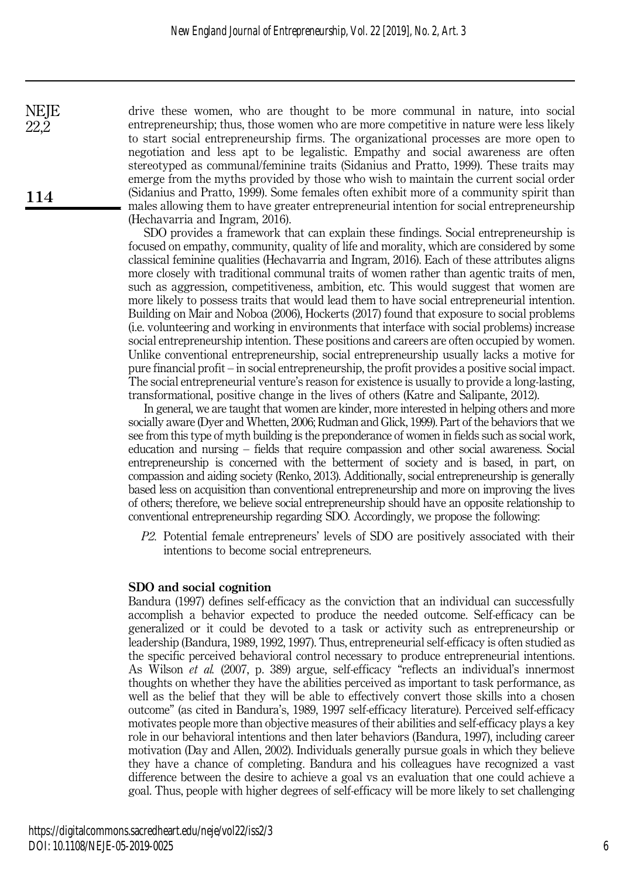drive these women, who are thought to be more communal in nature, into social entrepreneurship; thus, those women who are more competitive in nature were less likely to start social entrepreneurship firms. The organizational processes are more open to negotiation and less apt to be legalistic. Empathy and social awareness are often stereotyped as communal/feminine traits (Sidanius and Pratto, 1999). These traits may emerge from the myths provided by those who wish to maintain the current social order (Sidanius and Pratto, 1999). Some females often exhibit more of a community spirit than males allowing them to have greater entrepreneurial intention for social entrepreneurship (Hechavarria and Ingram, 2016).

SDO provides a framework that can explain these findings. Social entrepreneurship is focused on empathy, community, quality of life and morality, which are considered by some classical feminine qualities (Hechavarria and Ingram, 2016). Each of these attributes aligns more closely with traditional communal traits of women rather than agentic traits of men, such as aggression, competitiveness, ambition, etc. This would suggest that women are more likely to possess traits that would lead them to have social entrepreneurial intention. Building on Mair and Noboa (2006), Hockerts (2017) found that exposure to social problems (i.e. volunteering and working in environments that interface with social problems) increase social entrepreneurship intention. These positions and careers are often occupied by women. Unlike conventional entrepreneurship, social entrepreneurship usually lacks a motive for pure financial profit – in social entrepreneurship, the profit provides a positive social impact. The social entrepreneurial venture's reason for existence is usually to provide a long-lasting, transformational, positive change in the lives of others (Katre and Salipante, 2012).

In general, we are taught that women are kinder, more interested in helping others and more socially aware (Dyer and Whetten, 2006; Rudman and Glick, 1999). Part of the behaviors that we see from this type of myth building is the preponderance of women in fields such as social work, education and nursing – fields that require compassion and other social awareness. Social entrepreneurship is concerned with the betterment of society and is based, in part, on compassion and aiding society (Renko, 2013). Additionally, social entrepreneurship is generally based less on acquisition than conventional entrepreneurship and more on improving the lives of others; therefore, we believe social entrepreneurship should have an opposite relationship to conventional entrepreneurship regarding SDO. Accordingly, we propose the following:

*P2.* Potential female entrepreneurs' levels of SDO are positively associated with their intentions to become social entrepreneurs.

### SDO and social cognition

Bandura (1997) defines self-efficacy as the conviction that an individual can successfully accomplish a behavior expected to produce the needed outcome. Self-efficacy can be generalized or it could be devoted to a task or activity such as entrepreneurship or leadership (Bandura, 1989, 1992, 1997). Thus, entrepreneurial self-efficacy is often studied as the specific perceived behavioral control necessary to produce entrepreneurial intentions. As Wilson *et al.* (2007, p. 389) argue, self-efficacy "reflects an individual's innermost thoughts on whether they have the abilities perceived as important to task performance, as well as the belief that they will be able to effectively convert those skills into a chosen outcome" (as cited in Bandura's, 1989, 1997 self-efficacy literature). Perceived self-efficacy motivates people more than objective measures of their abilities and self-efficacy plays a key role in our behavioral intentions and then later behaviors (Bandura, 1997), including career motivation (Day and Allen, 2002). Individuals generally pursue goals in which they believe they have a chance of completing. Bandura and his colleagues have recognized a vast difference between the desire to achieve a goal vs an evaluation that one could achieve a goal. Thus, people with higher degrees of self-efficacy will be more likely to set challenging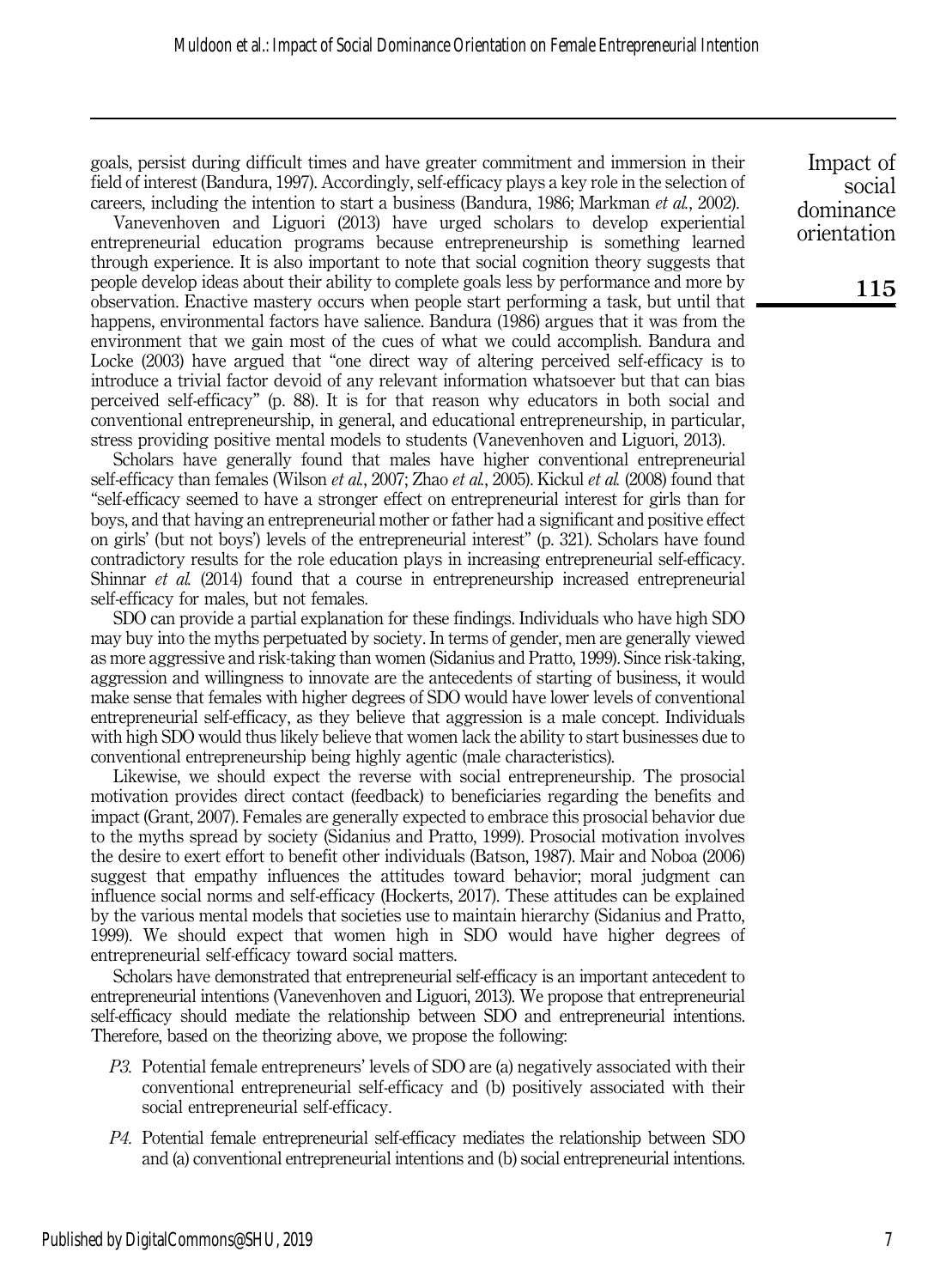goals, persist during difficult times and have greater commitment and immersion in their field of interest (Bandura, 1997). Accordingly, self-efficacy plays a key role in the selection of careers, including the intention to start a business (Bandura, 1986; Markman *et al.*, 2002).

Vanevenhoven and Liguori (2013) have urged scholars to develop experiential entrepreneurial education programs because entrepreneurship is something learned through experience. It is also important to note that social cognition theory suggests that people develop ideas about their ability to complete goals less by performance and more by observation. Enactive mastery occurs when people start performing a task, but until that happens, environmental factors have salience. Bandura (1986) argues that it was from the environment that we gain most of the cues of what we could accomplish. Bandura and Locke (2003) have argued that "one direct way of altering perceived self-efficacy is to introduce a trivial factor devoid of any relevant information whatsoever but that can bias perceived self-efficacy" (p. 88). It is for that reason why educators in both social and conventional entrepreneurship, in general, and educational entrepreneurship, in particular, stress providing positive mental models to students (Vanevenhoven and Liguori, 2013).

Scholars have generally found that males have higher conventional entrepreneurial self-efficacy than females (Wilson *et al.*, 2007; Zhao *et al.*, 2005). Kickul *et al.* (2008) found that "self-efficacy seemed to have a stronger effect on entrepreneurial interest for girls than for boys, and that having an entrepreneurial mother or father had a significant and positive effect on girls' (but not boys') levels of the entrepreneurial interest" (p. 321). Scholars have found contradictory results for the role education plays in increasing entrepreneurial self-efficacy. Shinnar *et al.* (2014) found that a course in entrepreneurship increased entrepreneurial self-efficacy for males, but not females.

SDO can provide a partial explanation for these findings. Individuals who have high SDO may buy into the myths perpetuated by society. In terms of gender, men are generally viewed as more aggressive and risk-taking than women (Sidanius and Pratto, 1999). Since risk-taking, aggression and willingness to innovate are the antecedents of starting of business, it would make sense that females with higher degrees of SDO would have lower levels of conventional entrepreneurial self-efficacy, as they believe that aggression is a male concept. Individuals with high SDO would thus likely believe that women lack the ability to start businesses due to conventional entrepreneurship being highly agentic (male characteristics).

Likewise, we should expect the reverse with social entrepreneurship. The prosocial motivation provides direct contact (feedback) to beneficiaries regarding the benefits and impact (Grant, 2007). Females are generally expected to embrace this prosocial behavior due to the myths spread by society (Sidanius and Pratto, 1999). Prosocial motivation involves the desire to exert effort to benefit other individuals (Batson, 1987). Mair and Noboa (2006) suggest that empathy influences the attitudes toward behavior; moral judgment can influence social norms and self-efficacy (Hockerts, 2017). These attitudes can be explained by the various mental models that societies use to maintain hierarchy (Sidanius and Pratto, 1999). We should expect that women high in SDO would have higher degrees of entrepreneurial self-efficacy toward social matters.

Scholars have demonstrated that entrepreneurial self-efficacy is an important antecedent to entrepreneurial intentions (Vanevenhoven and Liguori, 2013). We propose that entrepreneurial self-efficacy should mediate the relationship between SDO and entrepreneurial intentions. Therefore, based on the theorizing above, we propose the following:

- *P3.* Potential female entrepreneurs' levels of SDO are (a) negatively associated with their conventional entrepreneurial self-efficacy and (b) positively associated with their social entrepreneurial self-efficacy.

- *P4.* Potential female entrepreneurial self-efficacy mediates the relationship between SDO and (a) conventional entrepreneurial intentions and (b) social entrepreneurial intentions.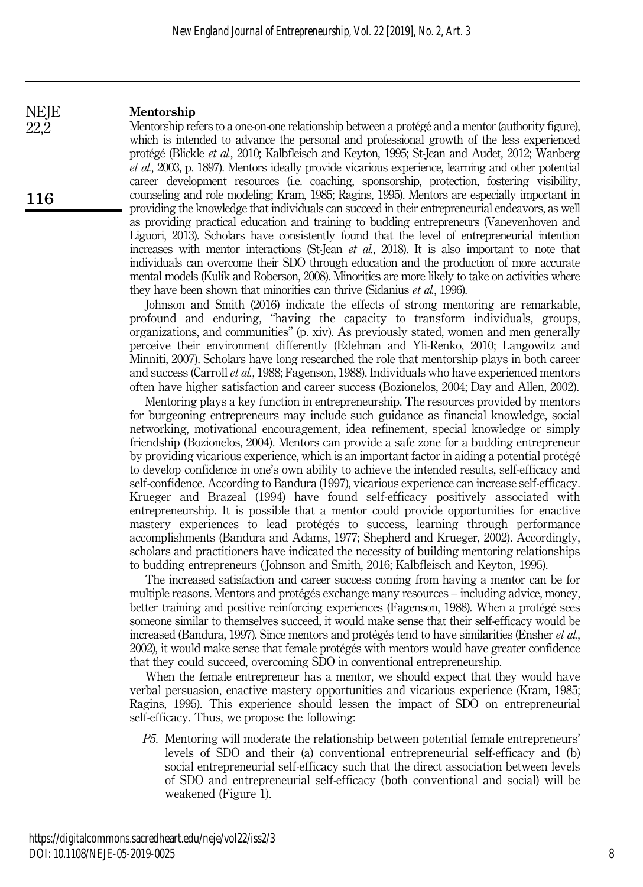## Mentorship

Mentorship refers to a one-on-one relationship between a protégé and a mentor (authority figure), which is intended to advance the personal and professional growth of the less experienced protégé (Blickle *et al.*, 2010; Kalbfleisch and Keyton, 1995; St-Jean and Audet, 2012; Wanberg *et al.*, 2003, p. 1897). Mentors ideally provide vicarious experience, learning and other potential career development resources (i.e. coaching, sponsorship, protection, fostering visibility, counseling and role modeling; Kram, 1985; Ragins, 1995). Mentors are especially important in providing the knowledge that individuals can succeed in their entrepreneurial endeavors, as well as providing practical education and training to budding entrepreneurs (Vanevenhoven and Liguori, 2013). Scholars have consistently found that the level of entrepreneurial intention increases with mentor interactions (St-Jean *et al.*, 2018). It is also important to note that individuals can overcome their SDO through education and the production of more accurate mental models (Kulik and Roberson, 2008). Minorities are more likely to take on activities where they have been shown that minorities can thrive (Sidanius *et al.*, 1996).

Johnson and Smith (2016) indicate the effects of strong mentoring are remarkable, profound and enduring, "having the capacity to transform individuals, groups, organizations, and communities" (p. xiv). As previously stated, women and men generally perceive their environment differently (Edelman and Yli-Renko, 2010; Langowitz and Minniti, 2007). Scholars have long researched the role that mentorship plays in both career and success (Carroll *et al.*, 1988; Fagenson, 1988). Individuals who have experienced mentors often have higher satisfaction and career success (Bozionelos, 2004; Day and Allen, 2002).

Mentoring plays a key function in entrepreneurship. The resources provided by mentors for burgeoning entrepreneurs may include such guidance as financial knowledge, social networking, motivational encouragement, idea refinement, special knowledge or simply friendship (Bozionelos, 2004). Mentors can provide a safe zone for a budding entrepreneur by providing vicarious experience, which is an important factor in aiding a potential protégé to develop confidence in one's own ability to achieve the intended results, self-efficacy and self-confidence. According to Bandura (1997), vicarious experience can increase self-efficacy. Krueger and Brazeal (1994) have found self-efficacy positively associated with entrepreneurship. It is possible that a mentor could provide opportunities for enactive mastery experiences to lead protégés to success, learning through performance accomplishments (Bandura and Adams, 1977; Shepherd and Krueger, 2002). Accordingly, scholars and practitioners have indicated the necessity of building mentoring relationships to budding entrepreneurs (Johnson and Smith, 2016; Kalbfleisch and Keyton, 1995).

The increased satisfaction and career success coming from having a mentor can be for multiple reasons. Mentors and protégés exchange many resources – including advice, money, better training and positive reinforcing experiences (Fagenson, 1988). When a protégé sees someone similar to themselves succeed, it would make sense that their self-efficacy would be increased (Bandura, 1997). Since mentors and protégés tend to have similarities (Ensher *et al.*, 2002), it would make sense that female protégés with mentors would have greater confidence that they could succeed, overcoming SDO in conventional entrepreneurship.

When the female entrepreneur has a mentor, we should expect that they would have verbal persuasion, enactive mastery opportunities and vicarious experience (Kram, 1985; Ragins, 1995). This experience should lessen the impact of SDO on entrepreneurial self-efficacy. Thus, we propose the following:

> *P5.* Mentoring will moderate the relationship between potential female entrepreneurs' levels of SDO and their (a) conventional entrepreneurial self-efficacy and (b) social entrepreneurial self-efficacy such that the direct association between levels of SDO and entrepreneurial self-efficacy (both conventional and social) will be weakened (Figure 1).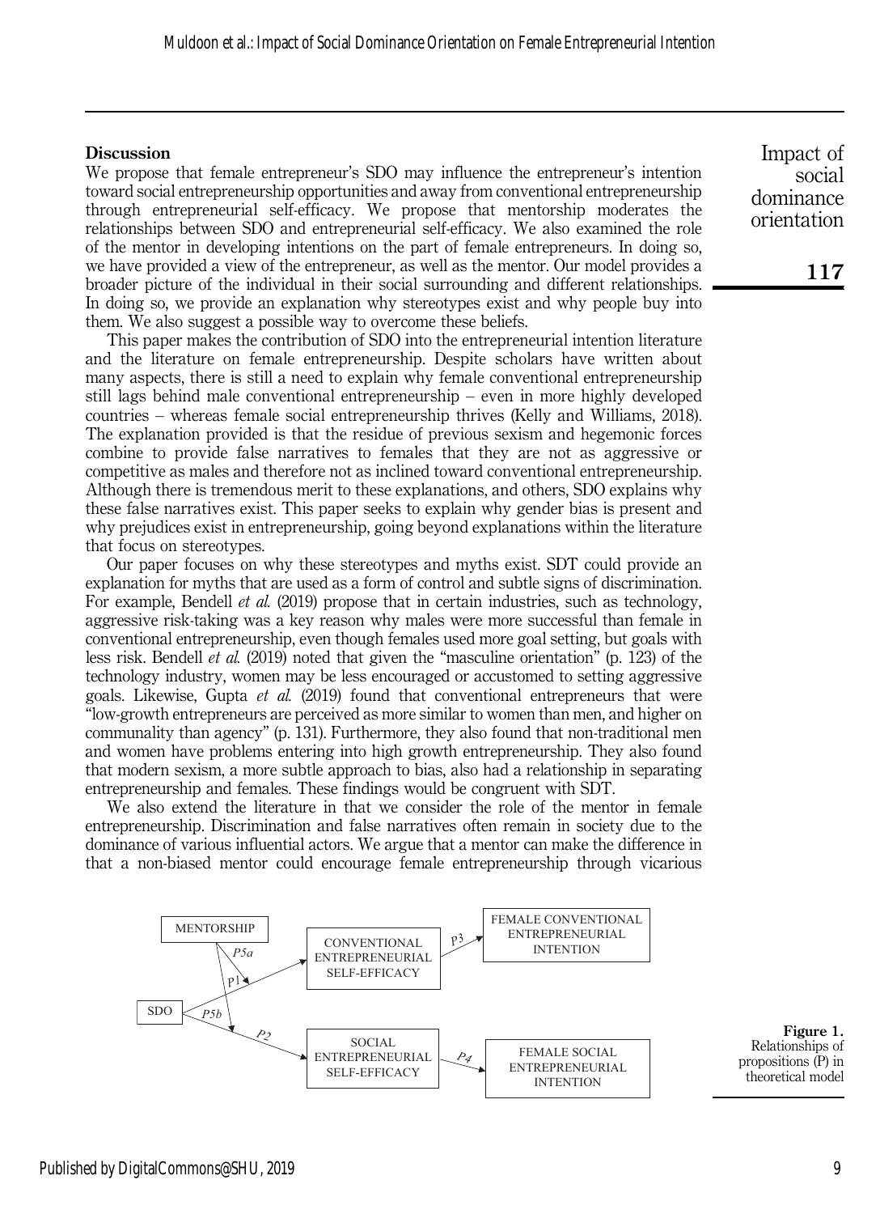## Discussion

We propose that female entrepreneur's SDO may influence the entrepreneur's intention toward social entrepreneurship opportunities and away from conventional entrepreneurship through entrepreneurial self-efficacy. We propose that mentorship moderates the relationships between SDO and entrepreneurial self-efficacy. We also examined the role of the mentor in developing intentions on the part of female entrepreneurs. In doing so, we have provided a view of the entrepreneur, as well as the mentor. Our model provides a broader picture of the individual in their social surrounding and different relationships. In doing so, we provide an explanation why stereotypes exist and why people buy into them. We also suggest a possible way to overcome these beliefs.

This paper makes the contribution of SDO into the entrepreneurial intention literature and the literature on female entrepreneurship. Despite scholars have written about many aspects, there is still a need to explain why female conventional entrepreneurship still lags behind male conventional entrepreneurship – even in more highly developed countries – whereas female social entrepreneurship thrives (Kelly and Williams, 2018). The explanation provided is that the residue of previous sexism and hegemonic forces combine to provide false narratives to females that they are not as aggressive or competitive as males and therefore not as inclined toward conventional entrepreneurship. Although there is tremendous merit to these explanations, and others, SDO explains why these false narratives exist. This paper seeks to explain why gender bias is present and why prejudices exist in entrepreneurship, going beyond explanations within the literature that focus on stereotypes.

Our paper focuses on why these stereotypes and myths exist. SDT could provide an explanation for myths that are used as a form of control and subtle signs of discrimination. For example, Bendell *et al.* (2019) propose that in certain industries, such as technology, aggressive risk-taking was a key reason why males were more successful than female in conventional entrepreneurship, even though females used more goal setting, but goals with less risk. Bendell *et al.* (2019) noted that given the "masculine orientation" (p. 123) of the technology industry, women may be less encouraged or accustomed to setting aggressive goals. Likewise, Gupta *et al.* (2019) found that conventional entrepreneurs that were "low-growth entrepreneurs are perceived as more similar to women than men, and higher on communality than agency" (p. 131). Furthermore, they also found that non-traditional men and women have problems entering into high growth entrepreneurship. They also found that modern sexism, a more subtle approach to bias, also had a relationship in separating entrepreneurship and females. These findings would be congruent with SDT.

We also extend the literature in that we consider the role of the mentor in female entrepreneurship. Discrimination and false narratives often remain in society due to the dominance of various influential actors. We argue that a mentor can make the difference in that a non-biased mentor could encourage female entrepreneurship through vicarious

**Figure 1.** Relationships of propositions (P) in theoretical model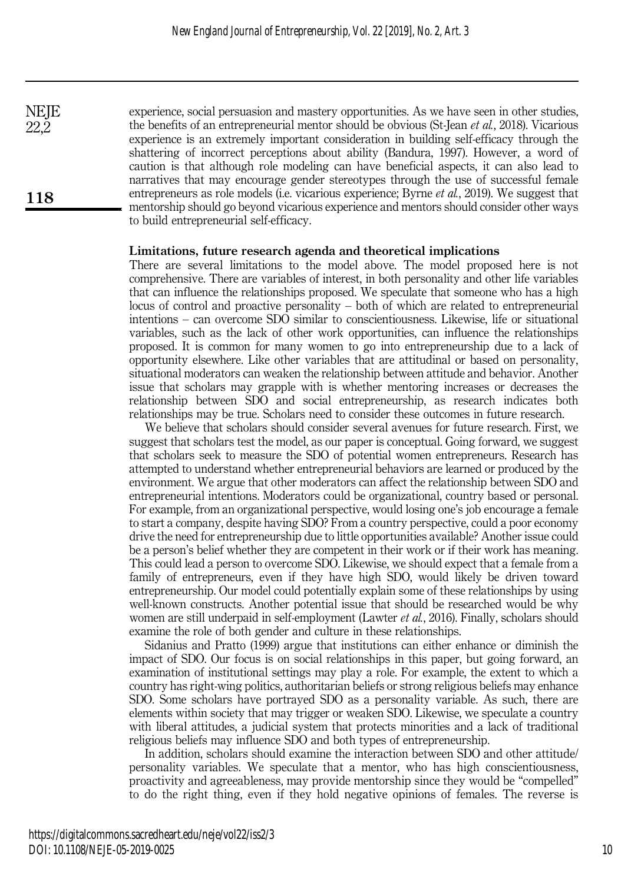experience, social persuasion and mastery opportunities. As we have seen in other studies, the benefits of an entrepreneurial mentor should be obvious (St-Jean *et al.*, 2018). Vicarious experience is an extremely important consideration in building self-efficacy through the shattering of incorrect perceptions about ability (Bandura, 1997). However, a word of caution is that although role modeling can have beneficial aspects, it can also lead to narratives that may encourage gender stereotypes through the use of successful female entrepreneurs as role models (i.e. vicarious experience; Byrne *et al.*, 2019). We suggest that mentorship should go beyond vicarious experience and mentors should consider other ways to build entrepreneurial self-efficacy.

## Limitations, future research agenda and theoretical implications

There are several limitations to the model above. The model proposed here is not comprehensive. There are variables of interest, in both personality and other life variables that can influence the relationships proposed. We speculate that someone who has a high locus of control and proactive personality – both of which are related to entrepreneurial intentions – can overcome SDO similar to conscientiousness. Likewise, life or situational variables, such as the lack of other work opportunities, can influence the relationships proposed. It is common for many women to go into entrepreneurship due to a lack of opportunity elsewhere. Like other variables that are attitudinal or based on personality, situational moderators can weaken the relationship between attitude and behavior. Another issue that scholars may grapple with is whether mentoring increases or decreases the relationship between SDO and social entrepreneurship, as research indicates both relationships may be true. Scholars need to consider these outcomes in future research.

We believe that scholars should consider several avenues for future research. First, we suggest that scholars test the model, as our paper is conceptual. Going forward, we suggest that scholars seek to measure the SDO of potential women entrepreneurs. Research has attempted to understand whether entrepreneurial behaviors are learned or produced by the environment. We argue that other moderators can affect the relationship between SDO and entrepreneurial intentions. Moderators could be organizational, country based or personal. For example, from an organizational perspective, would losing one's job encourage a female to start a company, despite having SDO? From a country perspective, could a poor economy drive the need for entrepreneurship due to little opportunities available? Another issue could be a person's belief whether they are competent in their work or if their work has meaning. This could lead a person to overcome SDO. Likewise, we should expect that a female from a family of entrepreneurs, even if they have high SDO, would likely be driven toward entrepreneurship. Our model could potentially explain some of these relationships by using well-known constructs. Another potential issue that should be researched would be why women are still underpaid in self-employment (Lawter *et al.*, 2016). Finally, scholars should examine the role of both gender and culture in these relationships.

Sidanius and Pratto (1999) argue that institutions can either enhance or diminish the impact of SDO. Our focus is on social relationships in this paper, but going forward, an examination of institutional settings may play a role. For example, the extent to which a country has right-wing politics, authoritarian beliefs or strong religious beliefs may enhance SDO. Some scholars have portrayed SDO as a personality variable. As such, there are elements within society that may trigger or weaken SDO. Likewise, we speculate a country with liberal attitudes, a judicial system that protects minorities and a lack of traditional religious beliefs may influence SDO and both types of entrepreneurship.

In addition, scholars should examine the interaction between SDO and other attitude/personality variables. We speculate that a mentor, who has high conscientiousness, proactivity and agreeableness, may provide mentorship since they would be "compelled" to do the right thing, even if they hold negative opinions of females. The reverse is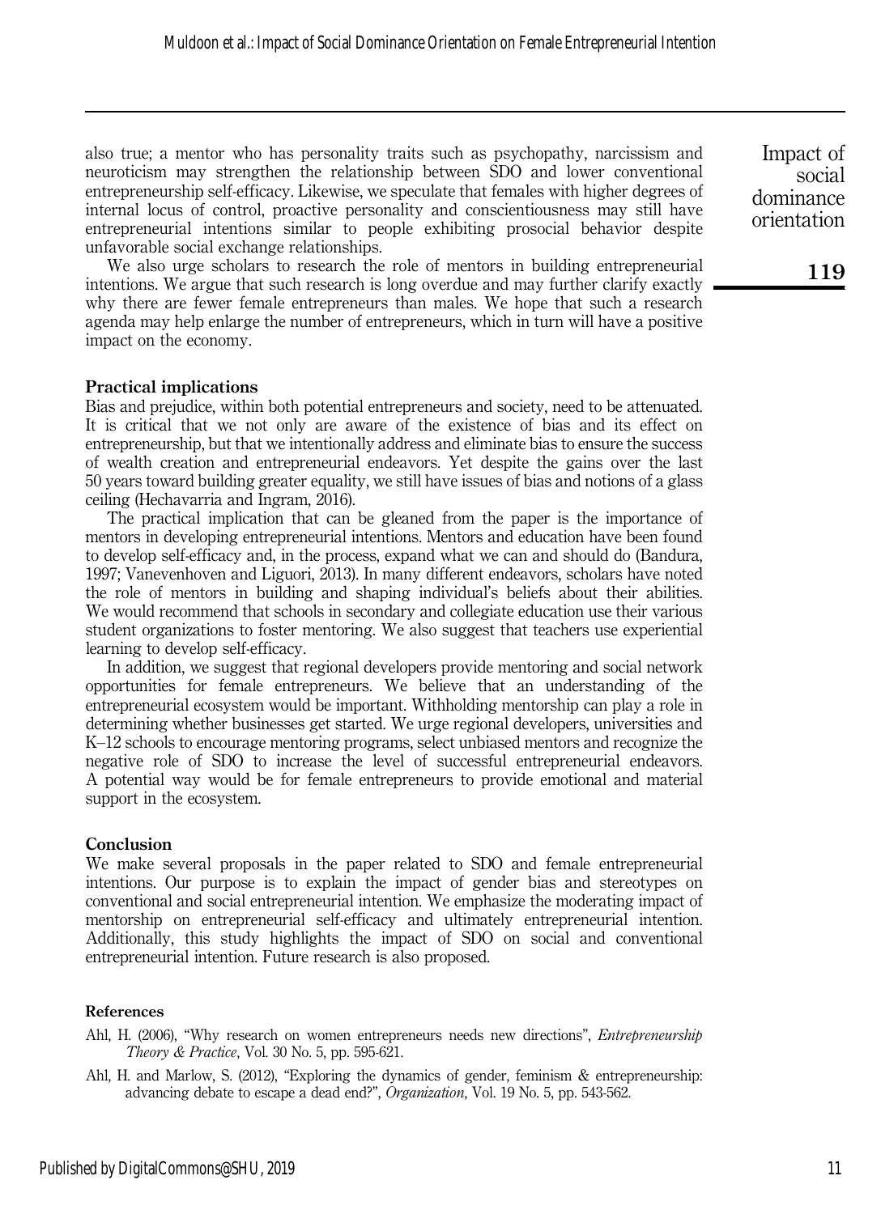also true; a mentor who has personality traits such as psychopathy, narcissism and neuroticism may strengthen the relationship between SDO and lower conventional entrepreneurship self-efficacy. Likewise, we speculate that females with higher degrees of internal locus of control, proactive personality and conscientiousness may still have entrepreneurial intentions similar to people exhibiting prosocial behavior despite unfavorable social exchange relationships.

We also urge scholars to research the role of mentors in building entrepreneurial intentions. We argue that such research is long overdue and may further clarify exactly why there are fewer female entrepreneurs than males. We hope that such a research agenda may help enlarge the number of entrepreneurs, which in turn will have a positive impact on the economy.

## Practical implications

Bias and prejudice, within both potential entrepreneurs and society, need to be attenuated. It is critical that we not only are aware of the existence of bias and its effect on entrepreneurship, but that we intentionally address and eliminate bias to ensure the success of wealth creation and entrepreneurial endeavors. Yet despite the gains over the last 50 years toward building greater equality, we still have issues of bias and notions of a glass ceiling (Hechavarria and Ingram, 2016).

The practical implication that can be gleaned from the paper is the importance of mentors in developing entrepreneurial intentions. Mentors and education have been found to develop self-efficacy and, in the process, expand what we can and should do (Bandura, 1997; Vanevenhoven and Liguori, 2013). In many different endeavors, scholars have noted the role of mentors in building and shaping individual's beliefs about their abilities. We would recommend that schools in secondary and collegiate education use their various student organizations to foster mentoring. We also suggest that teachers use experiential learning to develop self-efficacy.

In addition, we suggest that regional developers provide mentoring and social network opportunities for female entrepreneurs. We believe that an understanding of the entrepreneurial ecosystem would be important. Withholding mentorship can play a role in determining whether businesses get started. We urge regional developers, universities and K–12 schools to encourage mentoring programs, select unbiased mentors and recognize the negative role of SDO to increase the level of successful entrepreneurial endeavors. A potential way would be for female entrepreneurs to provide emotional and material support in the ecosystem.

## Conclusion

We make several proposals in the paper related to SDO and female entrepreneurial intentions. Our purpose is to explain the impact of gender bias and stereotypes on conventional and social entrepreneurial intention. We emphasize the moderating impact of mentorship on entrepreneurial self-efficacy and ultimately entrepreneurial intention. Additionally, this study highlights the impact of SDO on social and conventional entrepreneurial intention. Future research is also proposed.

## References

Ahl, H. (2006), "Why research on women entrepreneurs needs new directions", *Entrepreneurship Theory & Practice*, Vol. 30 No. 5, pp. 595-621.

Ahl, H. and Marlow, S. (2012), "Exploring the dynamics of gender, feminism & entrepreneurship: advancing debate to escape a dead end?", *Organization*, Vol. 19 No. 5, pp. 543-562.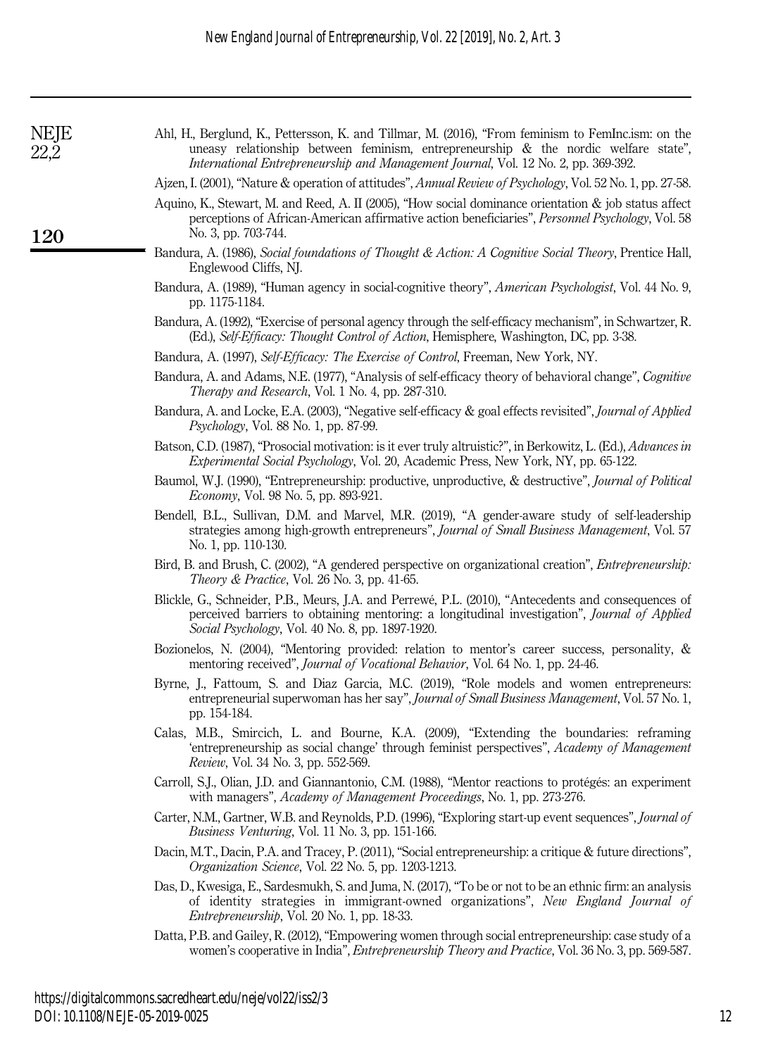Ahl, H., Berglund, K., Pettersson, K. and Tillmar, M. (2016), "From feminism to FemInc.ism: on the uneasy relationship between feminism, entrepreneurship & the nordic welfare state", *International Entrepreneurship and Management Journal*, Vol. 12 No. 2, pp. 369-392.

Ajzen, I. (2001), "Nature & operation of attitudes", *Annual Review of Psychology*, Vol. 52 No. 1, pp. 27-58.

Aquino, K., Stewart, M. and Reed, A. II (2005), "How social dominance orientation & job status affect perceptions of African-American affirmative action beneficiaries", *Personnel Psychology*, Vol. 58 No. 3, pp. 703-744.

Bandura, A. (1986), *Social foundations of Thought & Action: A Cognitive Social Theory*, Prentice Hall, Englewood Cliffs, NJ.

Bandura, A. (1989), "Human agency in social-cognitive theory", *American Psychologist*, Vol. 44 No. 9, pp. 1175-1184.

Bandura, A. (1992), "Exercise of personal agency through the self-efficacy mechanism", in Schwartzer, R. (Ed.), *Self-Efficacy: Thought Control of Action*, Hemisphere, Washington, DC, pp. 3-38.

Bandura, A. (1997), *Self-Efficacy: The Exercise of Control*, Freeman, New York, NY.

Bandura, A. and Adams, N.E. (1977), "Analysis of self-efficacy theory of behavioral change", *Cognitive Therapy and Research*, Vol. 1 No. 4, pp. 287-310.

Bandura, A. and Locke, E.A. (2003), "Negative self-efficacy & goal effects revisited", *Journal of Applied Psychology*, Vol. 88 No. 1, pp. 87-99.

Batson, C.D. (1987), "Prosocial motivation: is it ever truly altruistic?", in Berkowitz, L. (Ed.), *Advances in Experimental Social Psychology*, Vol. 20, Academic Press, New York, NY, pp. 65-122.

Baumol, W.J. (1990), "Entrepreneurship: productive, unproductive, & destructive", *Journal of Political Economy*, Vol. 98 No. 5, pp. 893-921.

Bendell, B.L., Sullivan, D.M. and Marvel, M.R. (2019), "A gender-aware study of self-leadership strategies among high-growth entrepreneurs", *Journal of Small Business Management*, Vol. 57 No. 1, pp. 110-130.

Bird, B. and Brush, C. (2002), "A gendered perspective on organizational creation", *Entrepreneurship: Theory & Practice*, Vol. 26 No. 3, pp. 41-65.

Blickle, G., Schneider, P.B., Meurs, J.A. and Perrewé, P.L. (2010), "Antecedents and consequences of perceived barriers to obtaining mentoring: a longitudinal investigation", *Journal of Applied Social Psychology*, Vol. 40 No. 8, pp. 1897-1920.

Bozionelos, N. (2004), "Mentoring provided: relation to mentor's career success, personality, & mentoring received", *Journal of Vocational Behavior*, Vol. 64 No. 1, pp. 24-46.

Byrne, J., Fattoum, S. and Diaz Garcia, M.C. (2019), "Role models and women entrepreneurs: entrepreneurial superwoman has her say", *Journal of Small Business Management*, Vol. 57 No. 1, pp. 154-184.

Calas, M.B., Smircich, L. and Bourne, K.A. (2009), "Extending the boundaries: reframing 'entrepreneurship as social change' through feminist perspectives", *Academy of Management Review*, Vol. 34 No. 3, pp. 552-569.

Carroll, S.J., Olian, J.D. and Giannantonio, C.M. (1988), "Mentor reactions to protégés: an experiment with managers", *Academy of Management Proceedings*, No. 1, pp. 273-276.

Carter, N.M., Gartner, W.B. and Reynolds, P.D. (1996), "Exploring start-up event sequences", *Journal of Business Venturing*, Vol. 11 No. 3, pp. 151-166.

Dacin, M.T., Dacin, P.A. and Tracey, P. (2011), "Social entrepreneurship: a critique & future directions", *Organization Science*, Vol. 22 No. 5, pp. 1203-1213.

Das, D., Kwesiga, E., Sardesmukh, S. and Juma, N. (2017), "To be or not to be an ethnic firm: an analysis of identity strategies in immigrant-owned organizations", *New England Journal of Entrepreneurship*, Vol. 20 No. 1, pp. 18-33.

Datta, P.B. and Gailey, R. (2012), "Empowering women through social entrepreneurship: case study of a women's cooperative in India", *Entrepreneurship Theory and Practice*, Vol. 36 No. 3, pp. 569-587.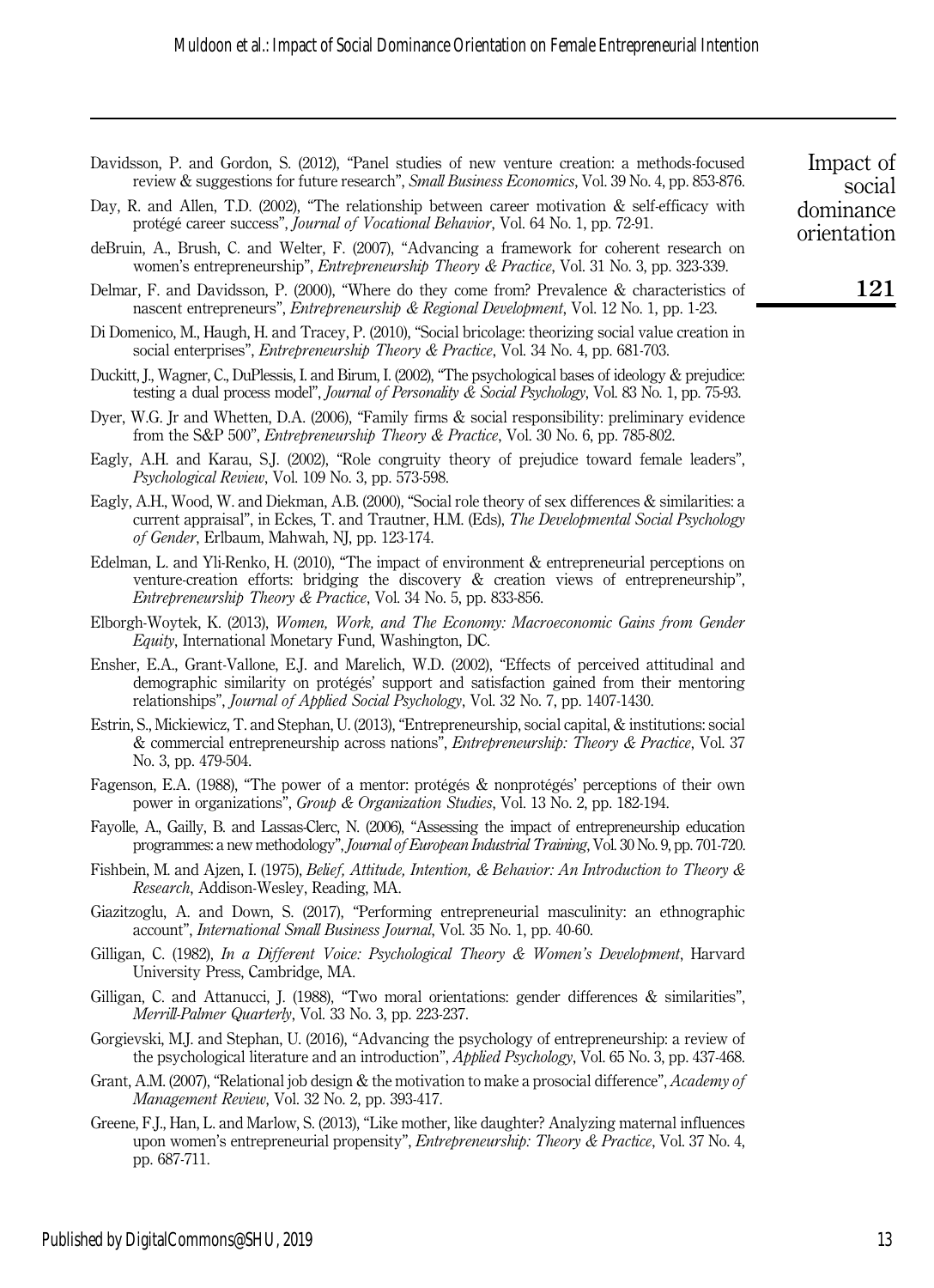Davidsson, P. and Gordon, S. (2012), "Panel studies of new venture creation: a methods-focused review & suggestions for future research", *Small Business Economics*, Vol. 39 No. 4, pp. 853-876.

Day, R. and Allen, T.D. (2002), "The relationship between career motivation & self-efficacy with protégé career success", *Journal of Vocational Behavior*, Vol. 64 No. 1, pp. 72-91.

deBruin, A., Brush, C. and Welter, F. (2007), "Advancing a framework for coherent research on women's entrepreneurship", *Entrepreneurship Theory & Practice*, Vol. 31 No. 3, pp. 323-339.

Delmar, F. and Davidsson, P. (2000), "Where do they come from? Prevalence & characteristics of nascent entrepreneurs", *Entrepreneurship & Regional Development*, Vol. 12 No. 1, pp. 1-23.

Di Domenico, M., Haugh, H. and Tracey, P. (2010), "Social bricolage: theorizing social value creation in social enterprises", *Entrepreneurship Theory & Practice*, Vol. 34 No. 4, pp. 681-703.

Duckitt, J., Wagner, C., DuPlessis, I. and Birum, I. (2002), "The psychological bases of ideology & prejudice: testing a dual process model", *Journal of Personality & Social Psychology*, Vol. 83 No. 1, pp. 75-93.

Dyer, W.G. Jr and Whetten, D.A. (2006), "Family firms & social responsibility: preliminary evidence from the S&P 500", *Entrepreneurship Theory & Practice*, Vol. 30 No. 6, pp. 785-802.

Eagly, A.H. and Karau, S.J. (2002), "Role congruity theory of prejudice toward female leaders", *Psychological Review*, Vol. 109 No. 3, pp. 573-598.

Eagly, A.H., Wood, W. and Diekman, A.B. (2000), "Social role theory of sex differences & similarities: a current appraisal", in Eckes, T. and Trautner, H.M. (Eds), *The Developmental Social Psychology of Gender*, Erlbaum, Mahwah, NJ, pp. 123-174.

Edelman, L. and Yli-Renko, H. (2010), "The impact of environment & entrepreneurial perceptions on venture-creation efforts: bridging the discovery & creation views of entrepreneurship", *Entrepreneurship Theory & Practice*, Vol. 34 No. 5, pp. 833-856.

Elborgh-Woytek, K. (2013), *Women, Work, and The Economy: Macroeconomic Gains from Gender Equity*, International Monetary Fund, Washington, DC.

Ensher, E.A., Grant-Vallone, E.J. and Marelich, W.D. (2002), "Effects of perceived attitudinal and demographic similarity on protégés' support and satisfaction gained from their mentoring relationships", *Journal of Applied Social Psychology*, Vol. 32 No. 7, pp. 1407-1430.

Estrin, S., Mickiewicz, T. and Stephan, U. (2013), "Entrepreneurship, social capital, & institutions: social & commercial entrepreneurship across nations", *Entrepreneurship: Theory & Practice*, Vol. 37 No. 3, pp. 479-504.

Fagenson, E.A. (1988), "The power of a mentor: protégés & nonprotégés' perceptions of their own power in organizations", *Group & Organization Studies*, Vol. 13 No. 2, pp. 182-194.

Fayolle, A., Gailly, B. and Lassas-Clerc, N. (2006), "Assessing the impact of entrepreneurship education programmes: a new methodology", *Journal of European Industrial Training*, Vol. 30 No. 9, pp. 701-720.

Fishbein, M. and Ajzen, I. (1975), *Belief, Attitude, Intention, & Behavior: An Introduction to Theory & Research*, Addison-Wesley, Reading, MA.

Giazitzoglu, A. and Down, S. (2017), "Performing entrepreneurial masculinity: an ethnographic account", *International Small Business Journal*, Vol. 35 No. 1, pp. 40-60.

Gilligan, C. (1982), *In a Different Voice: Psychological Theory & Women's Development*, Harvard University Press, Cambridge, MA.

Gilligan, C. and Attanucci, J. (1988), "Two moral orientations: gender differences & similarities", *Merrill-Palmer Quarterly*, Vol. 33 No. 3, pp. 223-237.

Gorgievski, M.J. and Stephan, U. (2016), "Advancing the psychology of entrepreneurship: a review of the psychological literature and an introduction", *Applied Psychology*, Vol. 65 No. 3, pp. 437-468.

Grant, A.M. (2007), "Relational job design & the motivation to make a prosocial difference", *Academy of Management Review*, Vol. 32 No. 2, pp. 393-417.

Greene, F.J., Han, L. and Marlow, S. (2013), "Like mother, like daughter? Analyzing maternal influences upon women's entrepreneurial propensity", *Entrepreneurship: Theory & Practice*, Vol. 37 No. 4, pp. 687-711.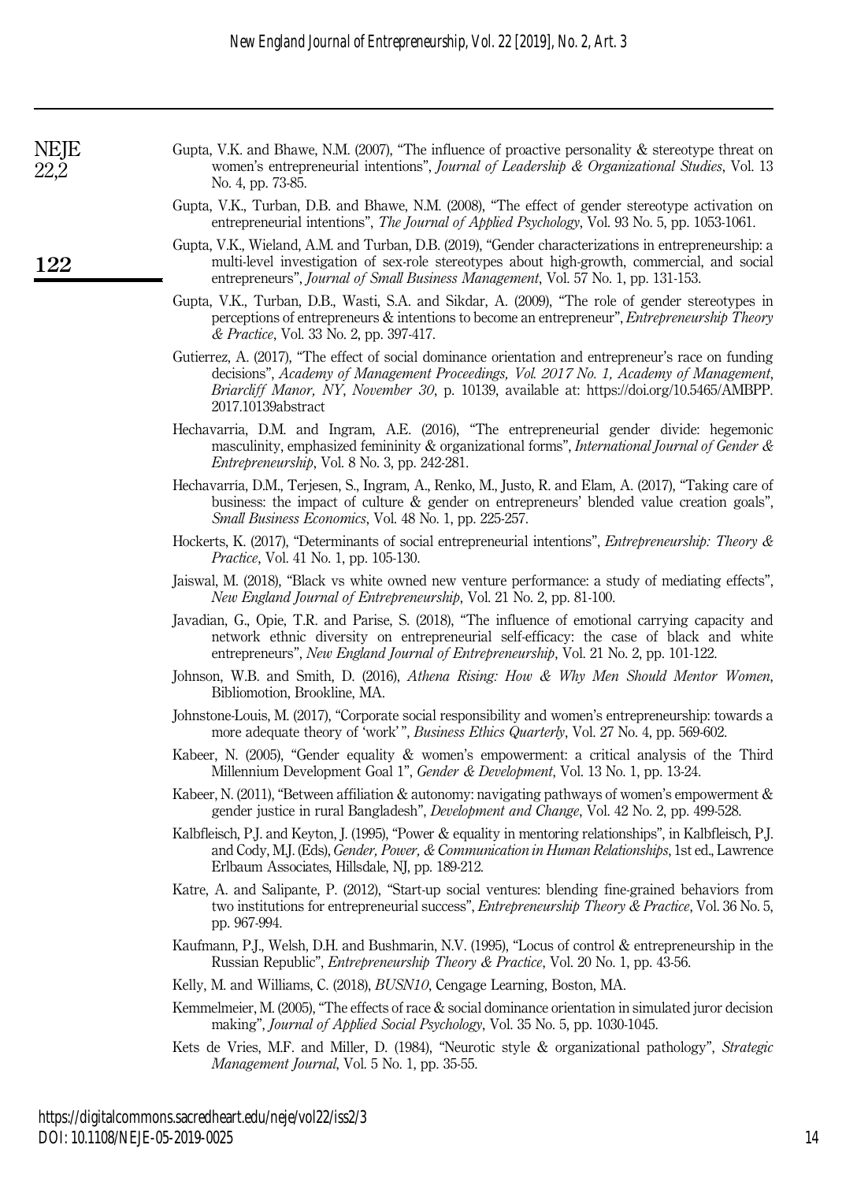Gupta, V.K. and Bhawe, N.M. (2007), "The influence of proactive personality & stereotype threat on women's entrepreneurial intentions", *Journal of Leadership & Organizational Studies*, Vol. 13 No. 4, pp. 73-85.

Gupta, V.K., Turban, D.B. and Bhawe, N.M. (2008), "The effect of gender stereotype activation on entrepreneurial intentions", *The Journal of Applied Psychology*, Vol. 93 No. 5, pp. 1053-1061.

Gupta, V.K., Wieland, A.M. and Turban, D.B. (2019), "Gender characterizations in entrepreneurship: a multi-level investigation of sex-role stereotypes about high-growth, commercial, and social entrepreneurs", *Journal of Small Business Management*, Vol. 57 No. 1, pp. 131-153.

Gupta, V.K., Turban, D.B., Wasti, S.A. and Sikdar, A. (2009), "The role of gender stereotypes in perceptions of entrepreneurs & intentions to become an entrepreneur", *Entrepreneurship Theory & Practice*, Vol. 33 No. 2, pp. 397-417.

Gutierrez, A. (2017), "The effect of social dominance orientation and entrepreneur's race on funding decisions", *Academy of Management Proceedings, Vol. 2017 No. 1, Academy of Management, Briarcliff Manor, NY, November 30*, p. 10139, available at: https://doi.org/10.5465/AMBPP.2017.10139abstract

Hechavarria, D.M. and Ingram, A.E. (2016), "The entrepreneurial gender divide: hegemonic masculinity, emphasized femininity & organizational forms", *International Journal of Gender & Entrepreneurship*, Vol. 8 No. 3, pp. 242-281.

Hechavarría, D.M., Terjesen, S., Ingram, A., Renko, M., Justo, R. and Elam, A. (2017), "Taking care of business: the impact of culture & gender on entrepreneurs' blended value creation goals", *Small Business Economics*, Vol. 48 No. 1, pp. 225-257.

Hockerts, K. (2017), "Determinants of social entrepreneurial intentions", *Entrepreneurship: Theory & Practice*, Vol. 41 No. 1, pp. 105-130.

Jaiswal, M. (2018), "Black vs white owned new venture performance: a study of mediating effects", *New England Journal of Entrepreneurship*, Vol. 21 No. 2, pp. 81-100.

Javadian, G., Opie, T.R. and Parise, S. (2018), "The influence of emotional carrying capacity and network ethnic diversity on entrepreneurial self-efficacy: the case of black and white entrepreneurs", *New England Journal of Entrepreneurship*, Vol. 21 No. 2, pp. 101-122.

Johnson, W.B. and Smith, D. (2016), *Athena Rising: How & Why Men Should Mentor Women*, Bibliomotion, Brookline, MA.

Johnstone-Louis, M. (2017), "Corporate social responsibility and women's entrepreneurship: towards a more adequate theory of 'work'", *Business Ethics Quarterly*, Vol. 27 No. 4, pp. 569-602.

Kabeer, N. (2005), "Gender equality & women's empowerment: a critical analysis of the Third Millennium Development Goal 1", *Gender & Development*, Vol. 13 No. 1, pp. 13-24.

Kabeer, N. (2011), "Between affiliation & autonomy: navigating pathways of women's empowerment & gender justice in rural Bangladesh", *Development and Change*, Vol. 42 No. 2, pp. 499-528.

Kalbfleisch, P.J. and Keyton, J. (1995), "Power & equality in mentoring relationships", in Kalbfleisch, P.J. and Cody, M.J. (Eds), *Gender, Power, & Communication in Human Relationships*, 1st ed., Lawrence Erlbaum Associates, Hillsdale, NJ, pp. 189-212.

Katre, A. and Salipante, P. (2012), "Start-up social ventures: blending fine-grained behaviors from two institutions for entrepreneurial success", *Entrepreneurship Theory & Practice*, Vol. 36 No. 5, pp. 967-994.

Kaufmann, P.J., Welsh, D.H. and Bushmarin, N.V. (1995), "Locus of control & entrepreneurship in the Russian Republic", *Entrepreneurship Theory & Practice*, Vol. 20 No. 1, pp. 43-56.

Kelly, M. and Williams, C. (2018), *BUSN10*, Cengage Learning, Boston, MA.

Kemmelmeier, M. (2005), "The effects of race & social dominance orientation in simulated juror decision making", *Journal of Applied Social Psychology*, Vol. 35 No. 5, pp. 1030-1045.

Kets de Vries, M.F. and Miller, D. (1984), "Neurotic style & organizational pathology", *Strategic Management Journal*, Vol. 5 No. 1, pp. 35-55.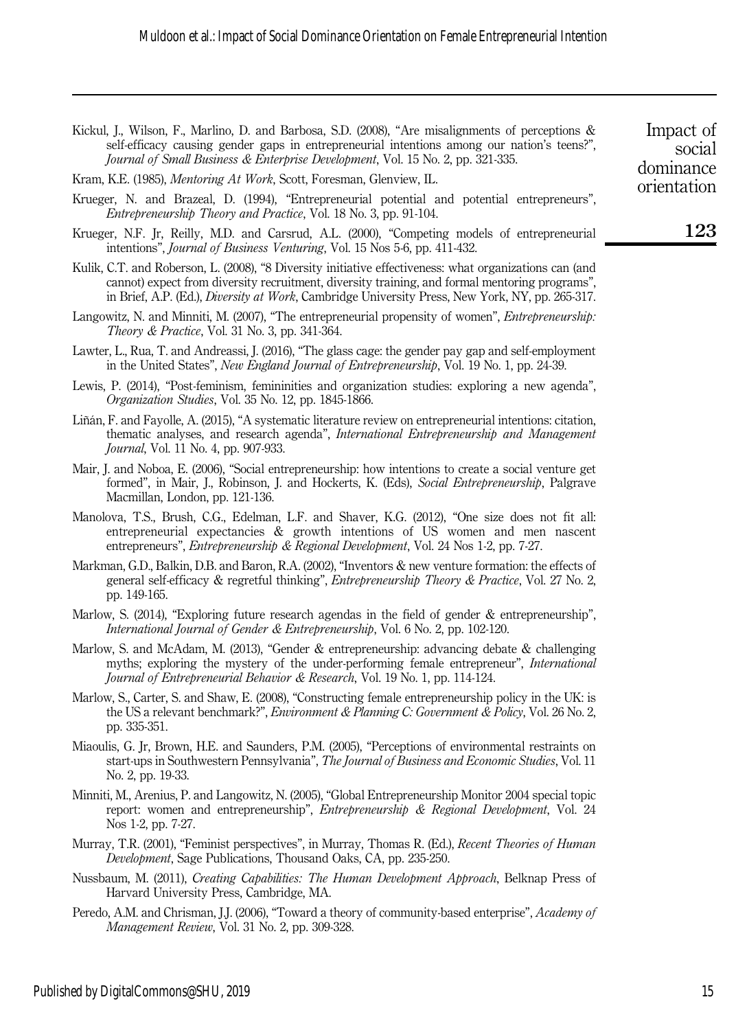Kickul, J., Wilson, F., Marlino, D. and Barbosa, S.D. (2008), "Are misalignments of perceptions & self-efficacy causing gender gaps in entrepreneurial intentions among our nation's teens?", *Journal of Small Business & Enterprise Development*, Vol. 15 No. 2, pp. 321-335.

Kram, K.E. (1985), *Mentoring At Work*, Scott, Foresman, Glenview, IL.

Krueger, N. and Brazeal, D. (1994), "Entrepreneurial potential and potential entrepreneurs", *Entrepreneurship Theory and Practice*, Vol. 18 No. 3, pp. 91-104.

Krueger, N.F. Jr, Reilly, M.D. and Carsrud, A.L. (2000), "Competing models of entrepreneurial intentions", *Journal of Business Venturing*, Vol. 15 Nos 5-6, pp. 411-432.

Kulik, C.T. and Roberson, L. (2008), "8 Diversity initiative effectiveness: what organizations can (and cannot) expect from diversity recruitment, diversity training, and formal mentoring programs", in Brief, A.P. (Ed.), *Diversity at Work*, Cambridge University Press, New York, NY, pp. 265-317.

Langowitz, N. and Minniti, M. (2007), "The entrepreneurial propensity of women", *Entrepreneurship: Theory & Practice*, Vol. 31 No. 3, pp. 341-364.

Lawter, L., Rua, T. and Andreassi, J. (2016), "The glass cage: the gender pay gap and self-employment in the United States", *New England Journal of Entrepreneurship*, Vol. 19 No. 1, pp. 24-39.

Lewis, P. (2014), "Post-feminism, femininities and organization studies: exploring a new agenda", *Organization Studies*, Vol. 35 No. 12, pp. 1845-1866.

Liñán, F. and Fayolle, A. (2015), "A systematic literature review on entrepreneurial intentions: citation, thematic analyses, and research agenda", *International Entrepreneurship and Management Journal*, Vol. 11 No. 4, pp. 907-933.

Mair, J. and Noboa, E. (2006), "Social entrepreneurship: how intentions to create a social venture get formed", in Mair, J., Robinson, J. and Hockerts, K. (Eds), *Social Entrepreneurship*, Palgrave Macmillan, London, pp. 121-136.

Manolova, T.S., Brush, C.G., Edelman, L.F. and Shaver, K.G. (2012), "One size does not fit all: entrepreneurial expectancies & growth intentions of US women and men nascent entrepreneurs", *Entrepreneurship & Regional Development*, Vol. 24 Nos 1-2, pp. 7-27.

Markman, G.D., Balkin, D.B. and Baron, R.A. (2002), "Inventors & new venture formation: the effects of general self-efficacy & regretful thinking", *Entrepreneurship Theory & Practice*, Vol. 27 No. 2, pp. 149-165.

Marlow, S. (2014), "Exploring future research agendas in the field of gender & entrepreneurship", *International Journal of Gender & Entrepreneurship*, Vol. 6 No. 2, pp. 102-120.

Marlow, S. and McAdam, M. (2013), "Gender & entrepreneurship: advancing debate & challenging myths; exploring the mystery of the under-performing female entrepreneur", *International Journal of Entrepreneurial Behavior & Research*, Vol. 19 No. 1, pp. 114-124.

Marlow, S., Carter, S. and Shaw, E. (2008), "Constructing female entrepreneurship policy in the UK: is the US a relevant benchmark?", *Environment & Planning C: Government & Policy*, Vol. 26 No. 2, pp. 335-351.

Miaoulis, G. Jr, Brown, H.E. and Saunders, P.M. (2005), "Perceptions of environmental restraints on start-ups in Southwestern Pennsylvania", *The Journal of Business and Economic Studies*, Vol. 11 No. 2, pp. 19-33.

Minniti, M., Arenius, P. and Langowitz, N. (2005), "Global Entrepreneurship Monitor 2004 special topic report: women and entrepreneurship", *Entrepreneurship & Regional Development*, Vol. 24 Nos 1-2, pp. 7-27.

Murray, T.R. (2001), "Feminist perspectives", in Murray, Thomas R. (Ed.), *Recent Theories of Human Development*, Sage Publications, Thousand Oaks, CA, pp. 235-250.

Nussbaum, M. (2011), *Creating Capabilities: The Human Development Approach*, Belknap Press of Harvard University Press, Cambridge, MA.

Peredo, A.M. and Chrisman, J.J. (2006), "Toward a theory of community-based enterprise", *Academy of Management Review*, Vol. 31 No. 2, pp. 309-328.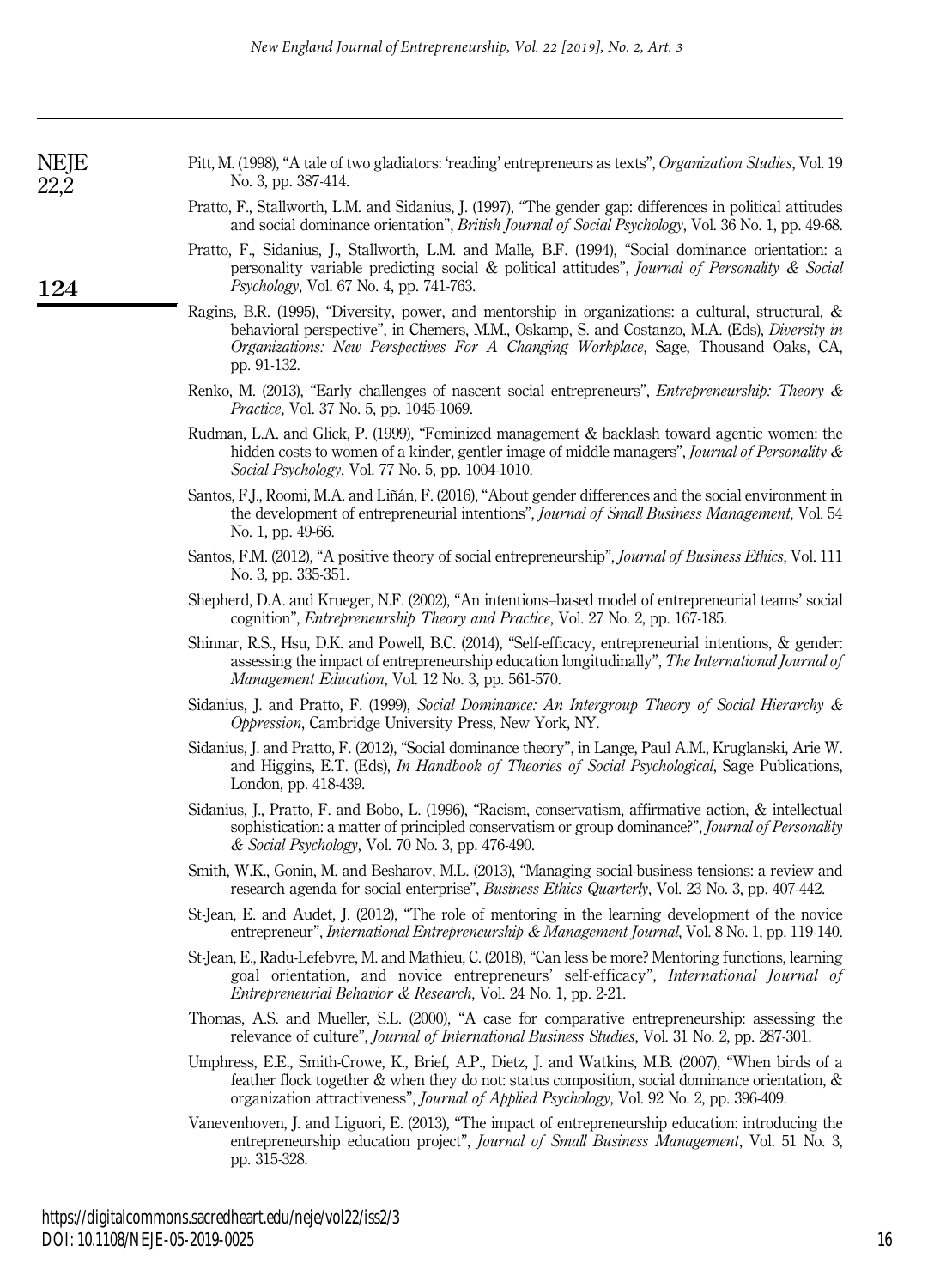Pitt, M. (1998), "A tale of two gladiators: 'reading' entrepreneurs as texts", *Organization Studies*, Vol. 19 No. 3, pp. 387-414.

Pratto, F., Stallworth, L.M. and Sidanius, J. (1997), "The gender gap: differences in political attitudes and social dominance orientation", *British Journal of Social Psychology*, Vol. 36 No. 1, pp. 49-68.

Pratto, F., Sidanius, J., Stallworth, L.M. and Malle, B.F. (1994), "Social dominance orientation: a personality variable predicting social & political attitudes", *Journal of Personality & Social Psychology*, Vol. 67 No. 4, pp. 741-763.

Ragins, B.R. (1995), "Diversity, power, and mentorship in organizations: a cultural, structural, & behavioral perspective", in Chemers, M.M., Oskamp, S. and Costanzo, M.A. (Eds), *Diversity in Organizations: New Perspectives For A Changing Workplace*, Sage, Thousand Oaks, CA, pp. 91-132.

Renko, M. (2013), "Early challenges of nascent social entrepreneurs", *Entrepreneurship: Theory & Practice*, Vol. 37 No. 5, pp. 1045-1069.

Rudman, L.A. and Glick, P. (1999), "Feminized management & backlash toward agentic women: the hidden costs to women of a kinder, gentler image of middle managers", *Journal of Personality & Social Psychology*, Vol. 77 No. 5, pp. 1004-1010.

Santos, F.J., Roomi, M.A. and Liñán, F. (2016), "About gender differences and the social environment in the development of entrepreneurial intentions", *Journal of Small Business Management*, Vol. 54 No. 1, pp. 49-66.

Santos, F.M. (2012), "A positive theory of social entrepreneurship", *Journal of Business Ethics*, Vol. 111 No. 3, pp. 335-351.

Shepherd, D.A. and Krueger, N.F. (2002), "An intentions–based model of entrepreneurial teams' social cognition", *Entrepreneurship Theory and Practice*, Vol. 27 No. 2, pp. 167-185.

Shinnar, R.S., Hsu, D.K. and Powell, B.C. (2014), "Self-efficacy, entrepreneurial intentions, & gender: assessing the impact of entrepreneurship education longitudinally", *The International Journal of Management Education*, Vol. 12 No. 3, pp. 561-570.

Sidanius, J. and Pratto, F. (1999), *Social Dominance: An Intergroup Theory of Social Hierarchy & Oppression*, Cambridge University Press, New York, NY.

Sidanius, J. and Pratto, F. (2012), "Social dominance theory", in Lange, Paul A.M., Kruglanski, Arie W. and Higgins, E.T. (Eds), *In Handbook of Theories of Social Psychological*, Sage Publications, London, pp. 418-439.

Sidanius, J., Pratto, F. and Bobo, L. (1996), "Racism, conservatism, affirmative action, & intellectual sophistication: a matter of principled conservatism or group dominance?", *Journal of Personality & Social Psychology*, Vol. 70 No. 3, pp. 476-490.

Smith, W.K., Gonin, M. and Besharov, M.L. (2013), "Managing social-business tensions: a review and research agenda for social enterprise", *Business Ethics Quarterly*, Vol. 23 No. 3, pp. 407-442.

St-Jean, E. and Audet, J. (2012), "The role of mentoring in the learning development of the novice entrepreneur", *International Entrepreneurship & Management Journal*, Vol. 8 No. 1, pp. 119-140.

St-Jean, E., Radu-Lefebvre, M. and Mathieu, C. (2018), "Can less be more? Mentoring functions, learning goal orientation, and novice entrepreneurs' self-efficacy", *International Journal of Entrepreneurial Behavior & Research*, Vol. 24 No. 1, pp. 2-21.

Thomas, A.S. and Mueller, S.L. (2000), "A case for comparative entrepreneurship: assessing the relevance of culture", *Journal of International Business Studies*, Vol. 31 No. 2, pp. 287-301.

Umphress, E.E., Smith-Crowe, K., Brief, A.P., Dietz, J. and Watkins, M.B. (2007), "When birds of a feather flock together & when they do not: status composition, social dominance orientation, & organization attractiveness", *Journal of Applied Psychology*, Vol. 92 No. 2, pp. 396-409.

Vanevenhoven, J. and Liguori, E. (2013), "The impact of entrepreneurship education: introducing the entrepreneurship education project", *Journal of Small Business Management*, Vol. 51 No. 3, pp. 315-328.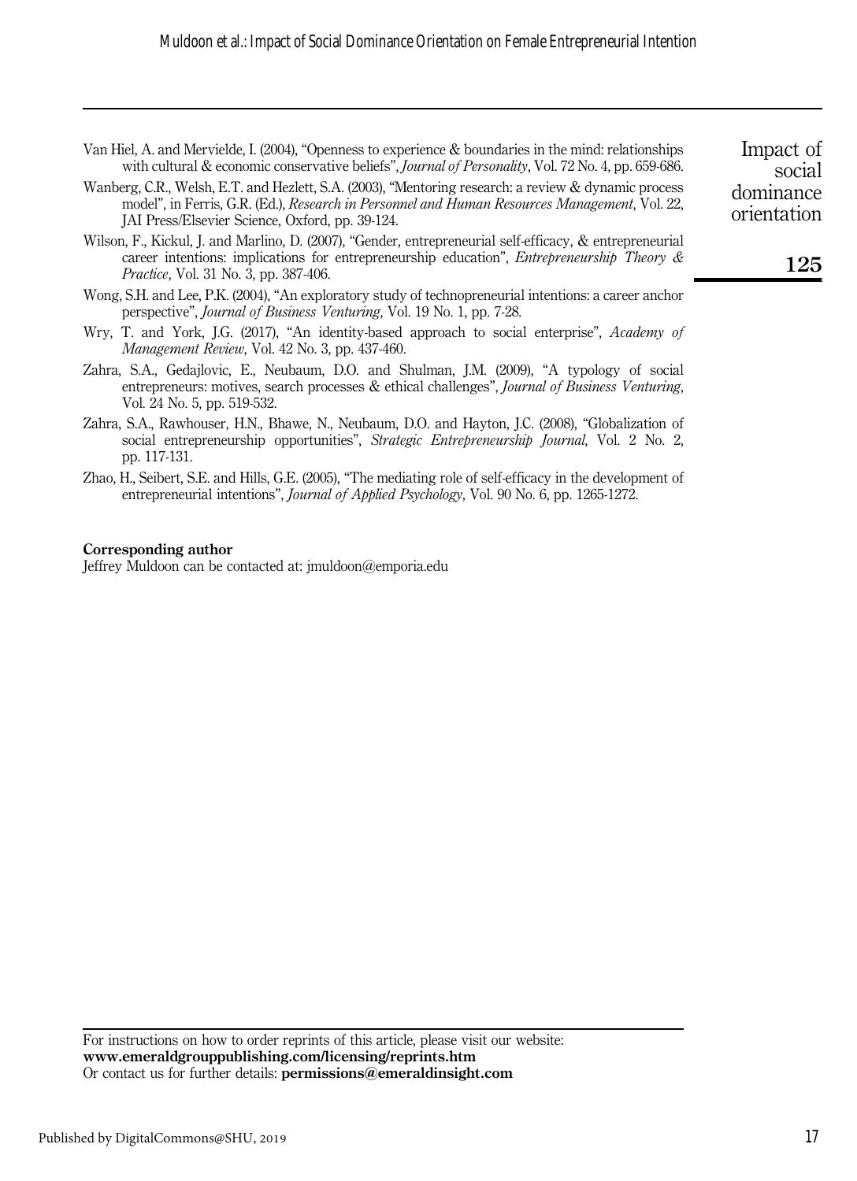Van Hiel, A. and Mervielde, I. (2004), "Openness to experience & boundaries in the mind: relationships with cultural & economic conservative beliefs", *Journal of Personality*, Vol. 72 No. 4, pp. 659-686.

Wanberg, C.R., Welsh, E.T. and Hezlett, S.A. (2003), "Mentoring research: a review & dynamic process model", in Ferris, G.R. (Ed.), *Research in Personnel and Human Resources Management*, Vol. 22, JAI Press/Elsevier Science, Oxford, pp. 39-124.

Wilson, F., Kickul, J. and Marlino, D. (2007), "Gender, entrepreneurial self-efficacy, & entrepreneurial career intentions: implications for entrepreneurship education", *Entrepreneurship Theory & Practice*, Vol. 31 No. 3, pp. 387-406.

Wong, S.H. and Lee, P.K. (2004), "An exploratory study of technopreneurial intentions: a career anchor perspective", *Journal of Business Venturing*, Vol. 19 No. 1, pp. 7-28.

Wry, T. and York, J.G. (2017), "An identity-based approach to social enterprise", *Academy of Management Review*, Vol. 42 No. 3, pp. 437-460.

Zahra, S.A., Gedajlovic, E., Neubaum, D.O. and Shulman, J.M. (2009), "A typology of social entrepreneurs: motives, search processes & ethical challenges", *Journal of Business Venturing*, Vol. 24 No. 5, pp. 519-532.

Zahra, S.A., Rawhouser, H.N., Bhawe, N., Neubaum, D.O. and Hayton, J.C. (2008), "Globalization of social entrepreneurship opportunities", *Strategic Entrepreneurship Journal*, Vol. 2 No. 2, pp. 117-131.

Zhao, H., Seibert, S.E. and Hills, G.E. (2005), "The mediating role of self-efficacy in the development of entrepreneurial intentions", *Journal of Applied Psychology*, Vol. 90 No. 6, pp. 1265-1272.

**Corresponding author**

Jeffrey Muldoon can be contacted at: jmuldoon@emporia.edu

For instructions on how to order reprints of this article, please visit our website:
**www.emeraldgrouppublishing.com/licensing/reprints.htm**
Or contact us for further details: **permissions@emeraldinsight.com**